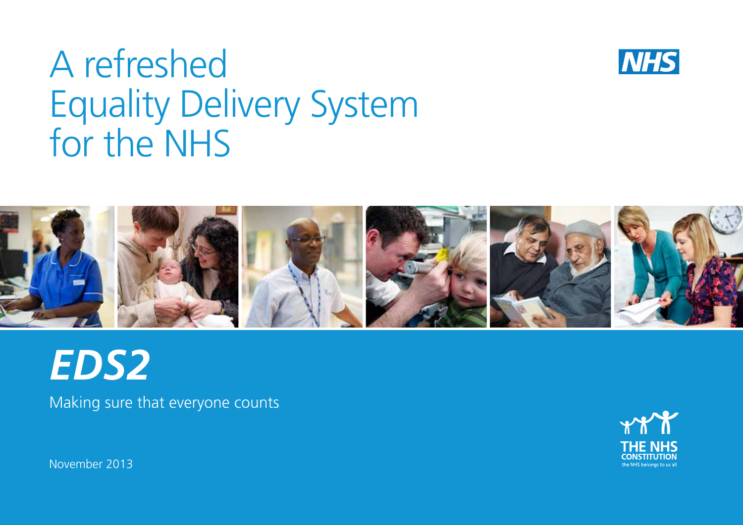# A refreshed Equality Delivery System for the NHS

NHS

## *EDS2*

Making sure that everyone counts

November 2013

THE NHS CONSTITUTION

the NHS belongs to us all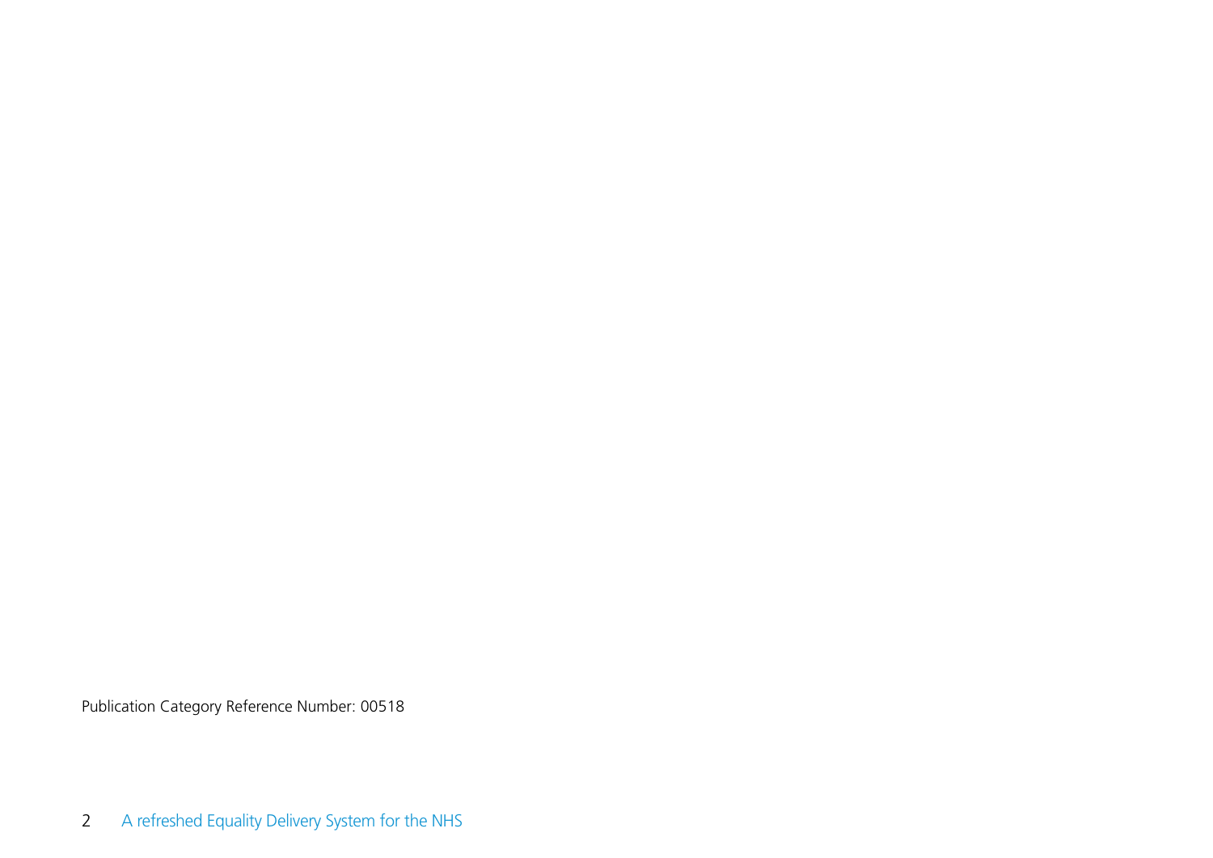Publication Category Reference Number: 00518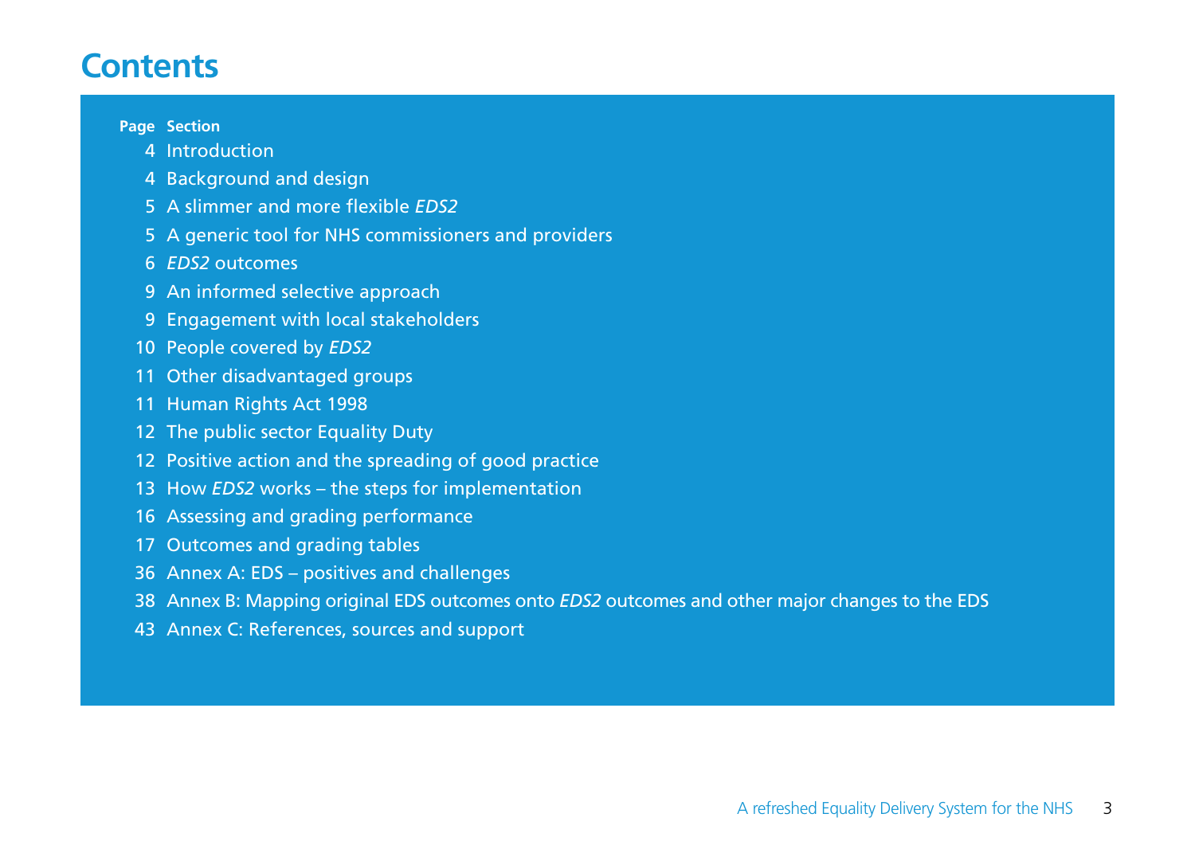# Contents

| Page | Section |
|---|---|
| 4 | Introduction |
| 4 | Background and design |
| 5 | A slimmer and more flexible *EDS2* |
| 5 | A generic tool for NHS commissioners and providers |
| 6 | *EDS2* outcomes |
| 9 | An informed selective approach |
| 9 | Engagement with local stakeholders |
| 10 | People covered by *EDS2* |
| 11 | Other disadvantaged groups |
| 11 | Human Rights Act 1998 |
| 12 | The public sector Equality Duty |
| 12 | Positive action and the spreading of good practice |
| 13 | How *EDS2* works – the steps for implementation |
| 16 | Assessing and grading performance |
| 17 | Outcomes and grading tables |
| 36 | Annex A: EDS – positives and challenges |
| 38 | Annex B: Mapping original EDS outcomes onto *EDS2* outcomes and other major changes to the EDS |
| 43 | Annex C: References, sources and support |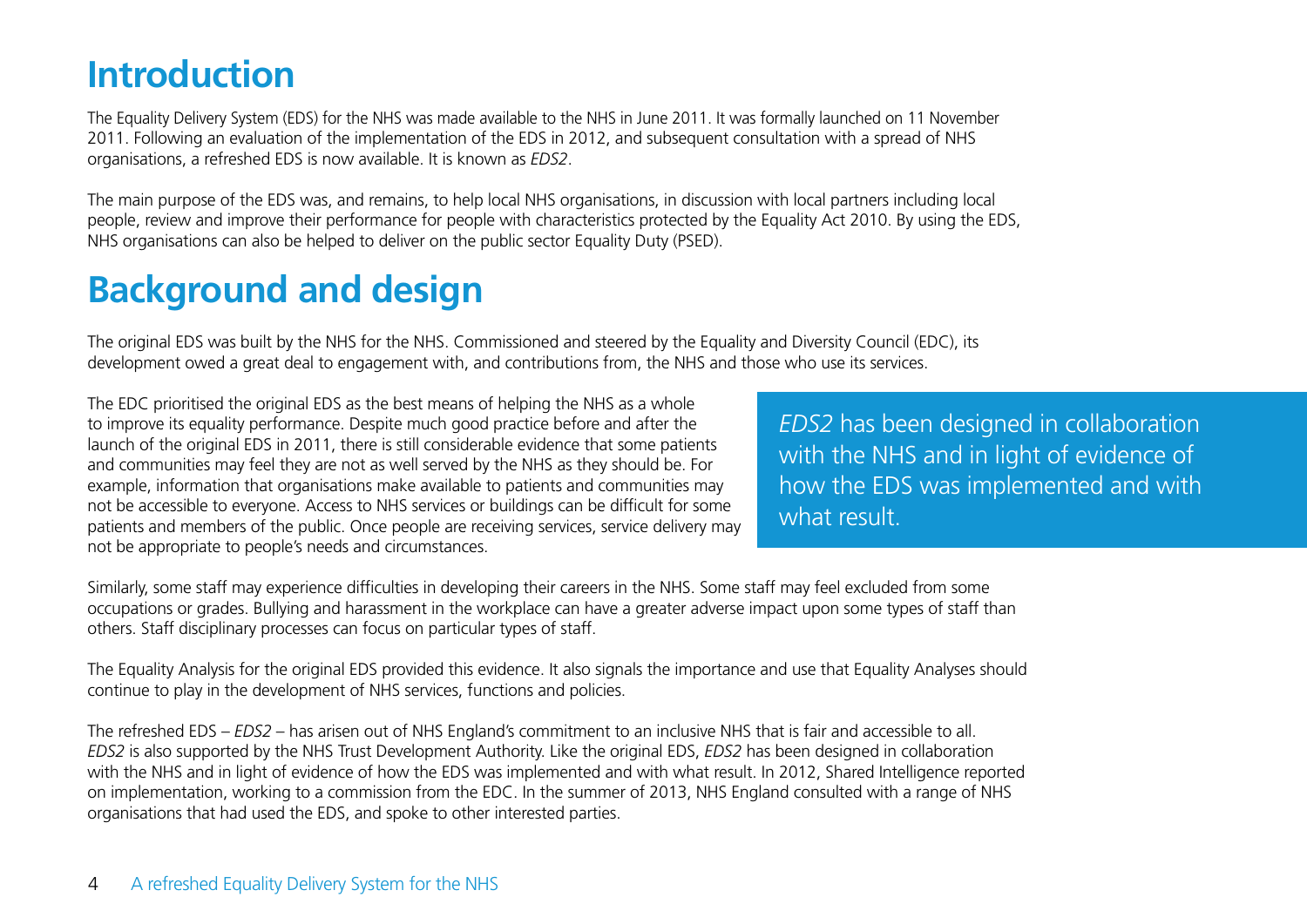# Introduction

The Equality Delivery System (EDS) for the NHS was made available to the NHS in June 2011. It was formally launched on 11 November 2011. Following an evaluation of the implementation of the EDS in 2012, and subsequent consultation with a spread of NHS organisations, a refreshed EDS is now available. It is known as *EDS2*.

The main purpose of the EDS was, and remains, to help local NHS organisations, in discussion with local partners including local people, review and improve their performance for people with characteristics protected by the Equality Act 2010. By using the EDS, NHS organisations can also be helped to deliver on the public sector Equality Duty (PSED).

# Background and design

The original EDS was built by the NHS for the NHS. Commissioned and steered by the Equality and Diversity Council (EDC), its development owed a great deal to engagement with, and contributions from, the NHS and those who use its services.

The EDC prioritised the original EDS as the best means of helping the NHS as a whole to improve its equality performance. Despite much good practice before and after the launch of the original EDS in 2011, there is still considerable evidence that some patients and communities may feel they are not as well served by the NHS as they should be. For example, information that organisations make available to patients and communities may not be accessible to everyone. Access to NHS services or buildings can be difficult for some patients and members of the public. Once people are receiving services, service delivery may not be appropriate to people's needs and circumstances.

> *EDS2* has been designed in collaboration with the NHS and in light of evidence of how the EDS was implemented and with what result.

Similarly, some staff may experience difficulties in developing their careers in the NHS. Some staff may feel excluded from some occupations or grades. Bullying and harassment in the workplace can have a greater adverse impact upon some types of staff than others. Staff disciplinary processes can focus on particular types of staff.

The Equality Analysis for the original EDS provided this evidence. It also signals the importance and use that Equality Analyses should continue to play in the development of NHS services, functions and policies.

The refreshed EDS – *EDS2* – has arisen out of NHS England's commitment to an inclusive NHS that is fair and accessible to all. *EDS2* is also supported by the NHS Trust Development Authority. Like the original EDS, *EDS2* has been designed in collaboration with the NHS and in light of evidence of how the EDS was implemented and with what result. In 2012, Shared Intelligence reported on implementation, working to a commission from the EDC. In the summer of 2013, NHS England consulted with a range of NHS organisations that had used the EDS, and spoke to other interested parties.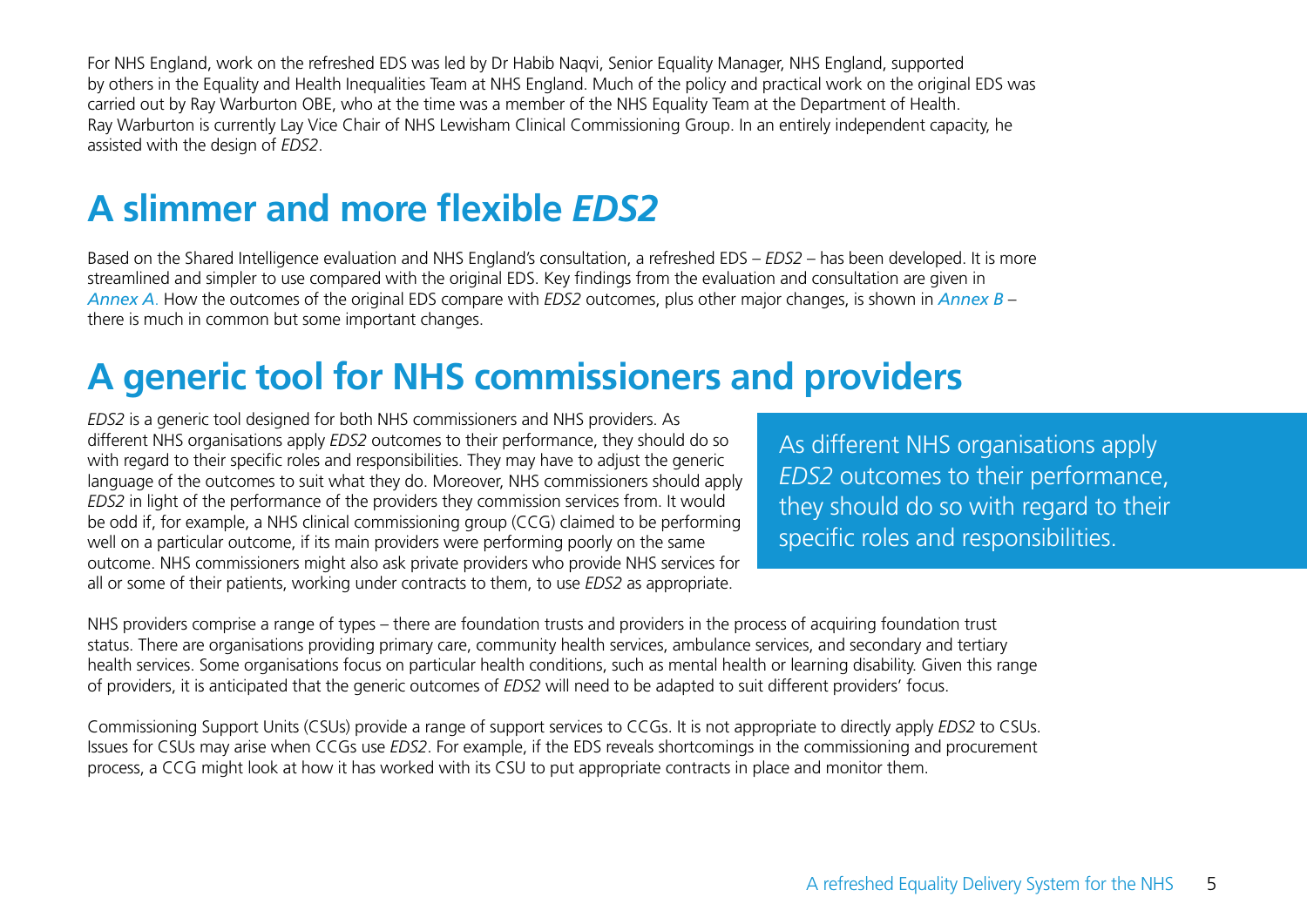For NHS England, work on the refreshed EDS was led by Dr Habib Naqvi, Senior Equality Manager, NHS England, supported by others in the Equality and Health Inequalities Team at NHS England. Much of the policy and practical work on the original EDS was carried out by Ray Warburton OBE, who at the time was a member of the NHS Equality Team at the Department of Health. Ray Warburton is currently Lay Vice Chair of NHS Lewisham Clinical Commissioning Group. In an entirely independent capacity, he assisted with the design of *EDS2*.

## A slimmer and more flexible *EDS2*

Based on the Shared Intelligence evaluation and NHS England's consultation, a refreshed EDS – *EDS2* – has been developed. It is more streamlined and simpler to use compared with the original EDS. Key findings from the evaluation and consultation are given in *Annex A*. How the outcomes of the original EDS compare with *EDS2* outcomes, plus other major changes, is shown in *Annex B* – there is much in common but some important changes.

## A generic tool for NHS commissioners and providers

*EDS2* is a generic tool designed for both NHS commissioners and NHS providers. As different NHS organisations apply *EDS2* outcomes to their performance, they should do so with regard to their specific roles and responsibilities. They may have to adjust the generic language of the outcomes to suit what they do. Moreover, NHS commissioners should apply *EDS2* in light of the performance of the providers they commission services from. It would be odd if, for example, a NHS clinical commissioning group (CCG) claimed to be performing well on a particular outcome, if its main providers were performing poorly on the same outcome. NHS commissioners might also ask private providers who provide NHS services for all or some of their patients, working under contracts to them, to use *EDS2* as appropriate.

> As different NHS organisations apply *EDS2* outcomes to their performance, they should do so with regard to their specific roles and responsibilities.

NHS providers comprise a range of types – there are foundation trusts and providers in the process of acquiring foundation trust status. There are organisations providing primary care, community health services, ambulance services, and secondary and tertiary health services. Some organisations focus on particular health conditions, such as mental health or learning disability. Given this range of providers, it is anticipated that the generic outcomes of *EDS2* will need to be adapted to suit different providers' focus.

Commissioning Support Units (CSUs) provide a range of support services to CCGs. It is not appropriate to directly apply *EDS2* to CSUs. Issues for CSUs may arise when CCGs use *EDS2*. For example, if the EDS reveals shortcomings in the commissioning and procurement process, a CCG might look at how it has worked with its CSU to put appropriate contracts in place and monitor them.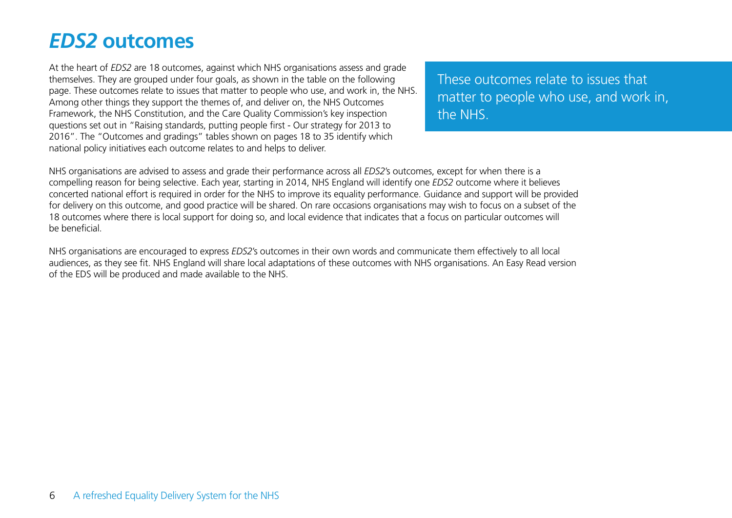# *EDS2* outcomes

At the heart of *EDS2* are 18 outcomes, against which NHS organisations assess and grade themselves. They are grouped under four goals, as shown in the table on the following page. These outcomes relate to issues that matter to people who use, and work in, the NHS. Among other things they support the themes of, and deliver on, the NHS Outcomes Framework, the NHS Constitution, and the Care Quality Commission's key inspection questions set out in "Raising standards, putting people first - Our strategy for 2013 to 2016". The "Outcomes and gradings" tables shown on pages 18 to 35 identify which national policy initiatives each outcome relates to and helps to deliver.

> These outcomes relate to issues that matter to people who use, and work in, the NHS.

NHS organisations are advised to assess and grade their performance across all *EDS2*'s outcomes, except for when there is a compelling reason for being selective. Each year, starting in 2014, NHS England will identify one *EDS2* outcome where it believes concerted national effort is required in order for the NHS to improve its equality performance. Guidance and support will be provided for delivery on this outcome, and good practice will be shared. On rare occasions organisations may wish to focus on a subset of the 18 outcomes where there is local support for doing so, and local evidence that indicates that a focus on particular outcomes will be beneficial.

NHS organisations are encouraged to express *EDS2*'s outcomes in their own words and communicate them effectively to all local audiences, as they see fit. NHS England will share local adaptations of these outcomes with NHS organisations. An Easy Read version of the EDS will be produced and made available to the NHS.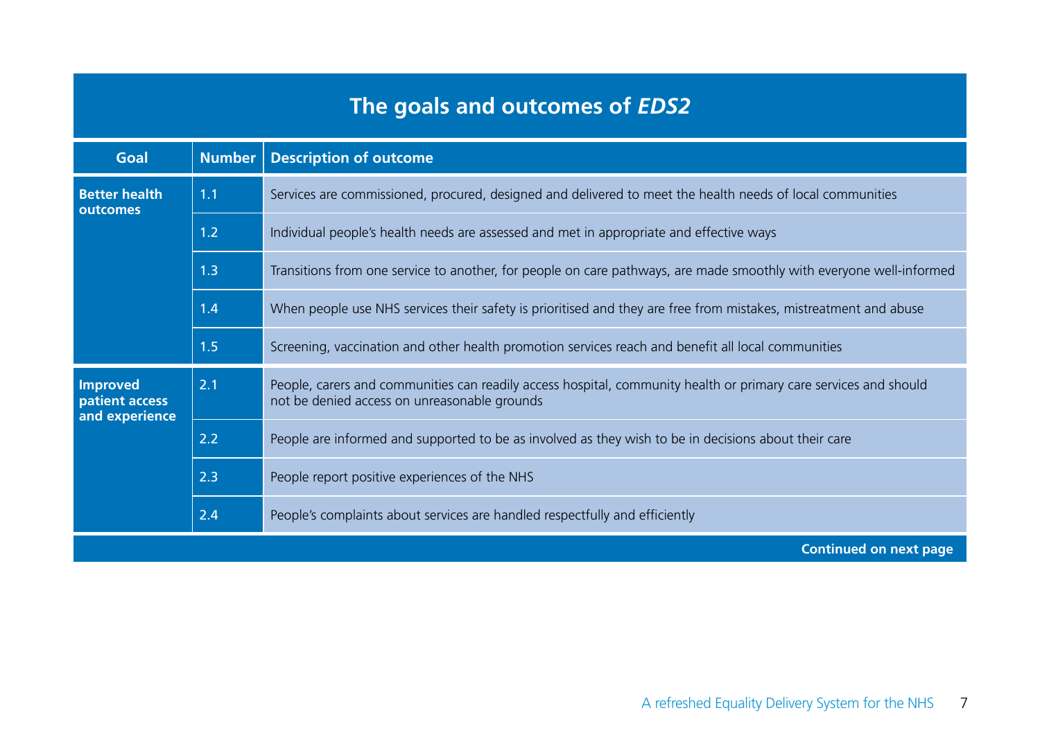## The goals and outcomes of *EDS2*

| Goal | Number | Description of outcome |
|---|---|---|
| **Better health outcomes** | 1.1 | Services are commissioned, procured, designed and delivered to meet the health needs of local communities |
| | 1.2 | Individual people's health needs are assessed and met in appropriate and effective ways |
| | 1.3 | Transitions from one service to another, for people on care pathways, are made smoothly with everyone well-informed |
| | 1.4 | When people use NHS services their safety is prioritised and they are free from mistakes, mistreatment and abuse |
| | 1.5 | Screening, vaccination and other health promotion services reach and benefit all local communities |
| **Improved patient access and experience** | 2.1 | People, carers and communities can readily access hospital, community health or primary care services and should not be denied access on unreasonable grounds |
| | 2.2 | People are informed and supported to be as involved as they wish to be in decisions about their care |
| | 2.3 | People report positive experiences of the NHS |
| | 2.4 | People's complaints about services are handled respectfully and efficiently |

**Continued on next page**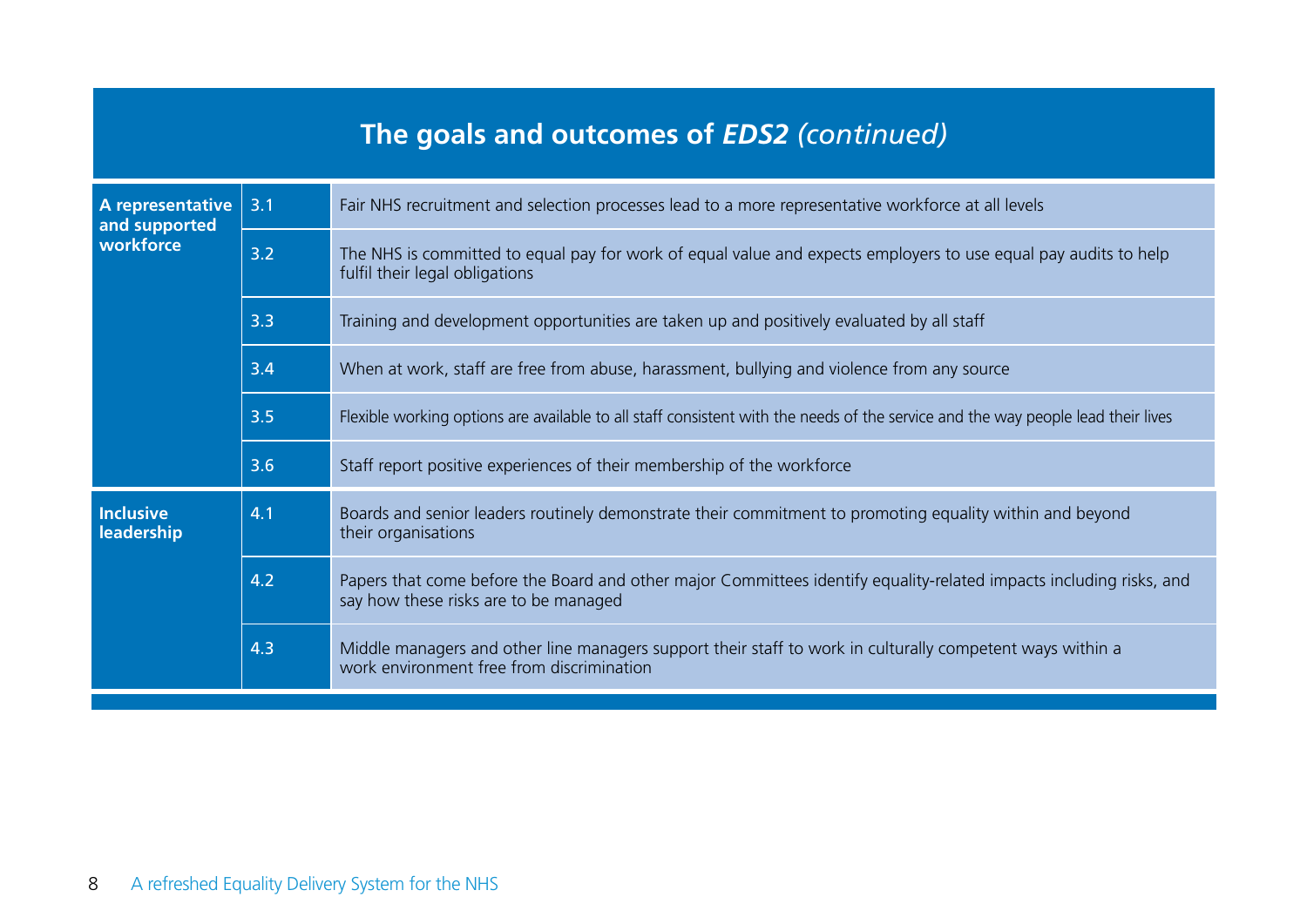## The goals and outcomes of *EDS2* *(continued)*

| Goal | No. | Outcome |
|---|---|---|
| **A representative and supported workforce** | 3.1 | Fair NHS recruitment and selection processes lead to a more representative workforce at all levels |
| | 3.2 | The NHS is committed to equal pay for work of equal value and expects employers to use equal pay audits to help fulfil their legal obligations |
| | 3.3 | Training and development opportunities are taken up and positively evaluated by all staff |
| | 3.4 | When at work, staff are free from abuse, harassment, bullying and violence from any source |
| | 3.5 | Flexible working options are available to all staff consistent with the needs of the service and the way people lead their lives |
| | 3.6 | Staff report positive experiences of their membership of the workforce |
| **Inclusive leadership** | 4.1 | Boards and senior leaders routinely demonstrate their commitment to promoting equality within and beyond their organisations |
| | 4.2 | Papers that come before the Board and other major Committees identify equality-related impacts including risks, and say how these risks are to be managed |
| | 4.3 | Middle managers and other line managers support their staff to work in culturally competent ways within a work environment free from discrimination |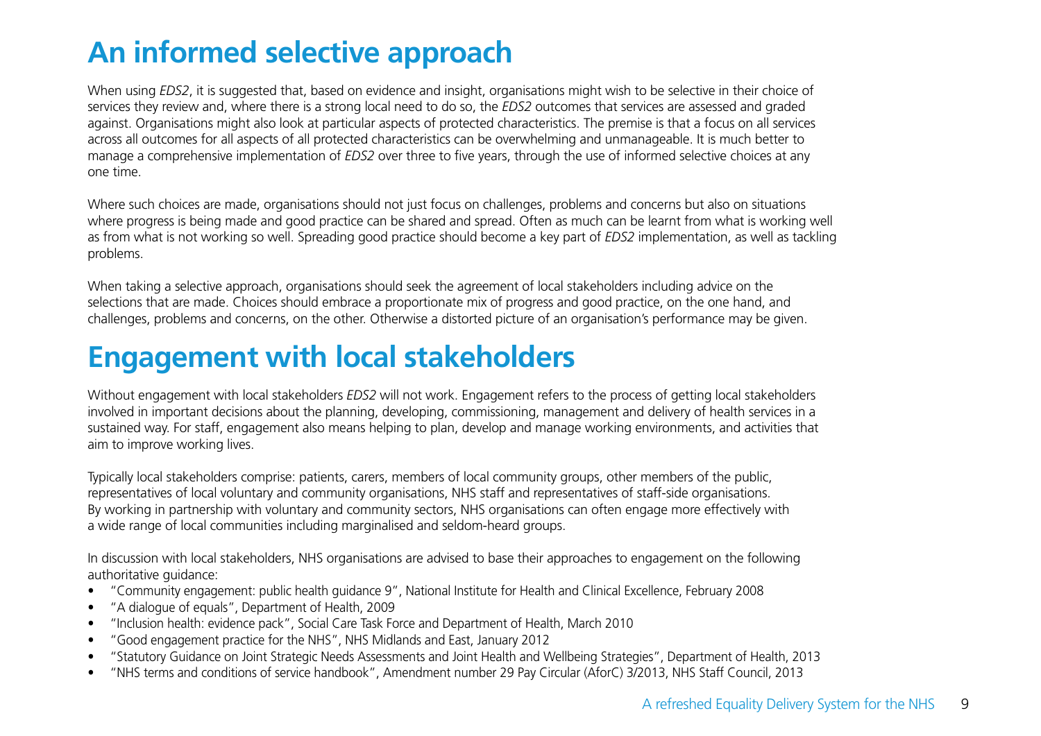# An informed selective approach

When using *EDS2*, it is suggested that, based on evidence and insight, organisations might wish to be selective in their choice of services they review and, where there is a strong local need to do so, the *EDS2* outcomes that services are assessed and graded against. Organisations might also look at particular aspects of protected characteristics. The premise is that a focus on all services across all outcomes for all aspects of all protected characteristics can be overwhelming and unmanageable. It is much better to manage a comprehensive implementation of *EDS2* over three to five years, through the use of informed selective choices at any one time.

Where such choices are made, organisations should not just focus on challenges, problems and concerns but also on situations where progress is being made and good practice can be shared and spread. Often as much can be learnt from what is working well as from what is not working so well. Spreading good practice should become a key part of *EDS2* implementation, as well as tackling problems.

When taking a selective approach, organisations should seek the agreement of local stakeholders including advice on the selections that are made. Choices should embrace a proportionate mix of progress and good practice, on the one hand, and challenges, problems and concerns, on the other. Otherwise a distorted picture of an organisation's performance may be given.

# Engagement with local stakeholders

Without engagement with local stakeholders *EDS2* will not work. Engagement refers to the process of getting local stakeholders involved in important decisions about the planning, developing, commissioning, management and delivery of health services in a sustained way. For staff, engagement also means helping to plan, develop and manage working environments, and activities that aim to improve working lives.

Typically local stakeholders comprise: patients, carers, members of local community groups, other members of the public, representatives of local voluntary and community organisations, NHS staff and representatives of staff-side organisations. By working in partnership with voluntary and community sectors, NHS organisations can often engage more effectively with a wide range of local communities including marginalised and seldom-heard groups.

In discussion with local stakeholders, NHS organisations are advised to base their approaches to engagement on the following authoritative guidance:

- "Community engagement: public health guidance 9", National Institute for Health and Clinical Excellence, February 2008
- "A dialogue of equals", Department of Health, 2009
- "Inclusion health: evidence pack", Social Care Task Force and Department of Health, March 2010
- "Good engagement practice for the NHS", NHS Midlands and East, January 2012
- "Statutory Guidance on Joint Strategic Needs Assessments and Joint Health and Wellbeing Strategies", Department of Health, 2013
- "NHS terms and conditions of service handbook", Amendment number 29 Pay Circular (AforC) 3/2013, NHS Staff Council, 2013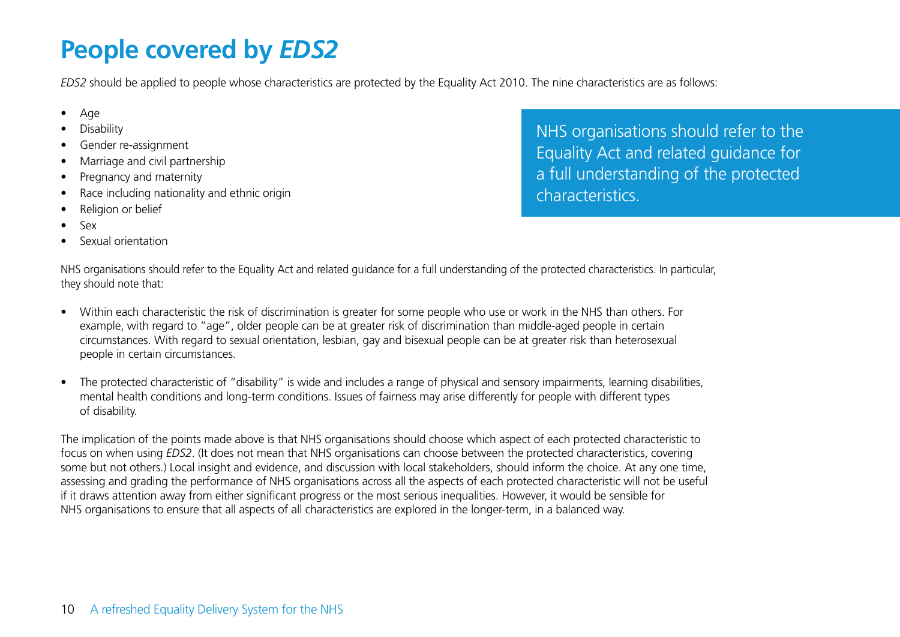# People covered by *EDS2*

*EDS2* should be applied to people whose characteristics are protected by the Equality Act 2010. The nine characteristics are as follows:

- Age
- Disability
- Gender re-assignment
- Marriage and civil partnership
- Pregnancy and maternity
- Race including nationality and ethnic origin
- Religion or belief
- Sex
- Sexual orientation

> NHS organisations should refer to the Equality Act and related guidance for a full understanding of the protected characteristics.

NHS organisations should refer to the Equality Act and related guidance for a full understanding of the protected characteristics. In particular, they should note that:

- Within each characteristic the risk of discrimination is greater for some people who use or work in the NHS than others. For example, with regard to "age", older people can be at greater risk of discrimination than middle-aged people in certain circumstances. With regard to sexual orientation, lesbian, gay and bisexual people can be at greater risk than heterosexual people in certain circumstances.

- The protected characteristic of "disability" is wide and includes a range of physical and sensory impairments, learning disabilities, mental health conditions and long-term conditions. Issues of fairness may arise differently for people with different types of disability.

The implication of the points made above is that NHS organisations should choose which aspect of each protected characteristic to focus on when using *EDS2*. (It does not mean that NHS organisations can choose between the protected characteristics, covering some but not others.) Local insight and evidence, and discussion with local stakeholders, should inform the choice. At any one time, assessing and grading the performance of NHS organisations across all the aspects of each protected characteristic will not be useful if it draws attention away from either significant progress or the most serious inequalities. However, it would be sensible for NHS organisations to ensure that all aspects of all characteristics are explored in the longer-term, in a balanced way.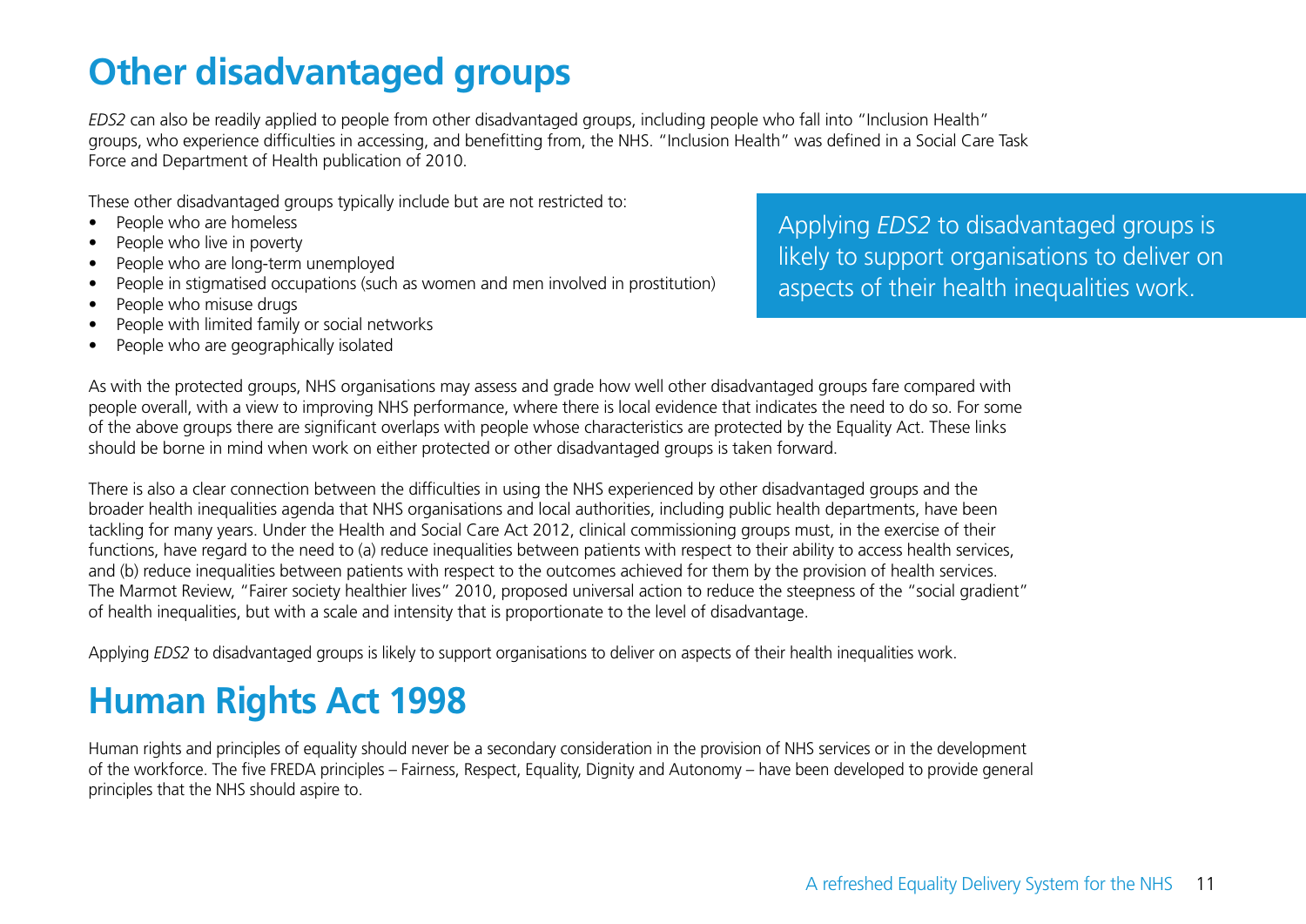# Other disadvantaged groups

*EDS2* can also be readily applied to people from other disadvantaged groups, including people who fall into "Inclusion Health" groups, who experience difficulties in accessing, and benefitting from, the NHS. "Inclusion Health" was defined in a Social Care Task Force and Department of Health publication of 2010.

These other disadvantaged groups typically include but are not restricted to:

- People who are homeless
- People who live in poverty
- People who are long-term unemployed
- People in stigmatised occupations (such as women and men involved in prostitution)
- People who misuse drugs
- People with limited family or social networks
- People who are geographically isolated

> Applying *EDS2* to disadvantaged groups is likely to support organisations to deliver on aspects of their health inequalities work.

As with the protected groups, NHS organisations may assess and grade how well other disadvantaged groups fare compared with people overall, with a view to improving NHS performance, where there is local evidence that indicates the need to do so. For some of the above groups there are significant overlaps with people whose characteristics are protected by the Equality Act. These links should be borne in mind when work on either protected or other disadvantaged groups is taken forward.

There is also a clear connection between the difficulties in using the NHS experienced by other disadvantaged groups and the broader health inequalities agenda that NHS organisations and local authorities, including public health departments, have been tackling for many years. Under the Health and Social Care Act 2012, clinical commissioning groups must, in the exercise of their functions, have regard to the need to (a) reduce inequalities between patients with respect to their ability to access health services, and (b) reduce inequalities between patients with respect to the outcomes achieved for them by the provision of health services. The Marmot Review, "Fairer society healthier lives" 2010, proposed universal action to reduce the steepness of the "social gradient" of health inequalities, but with a scale and intensity that is proportionate to the level of disadvantage.

Applying *EDS2* to disadvantaged groups is likely to support organisations to deliver on aspects of their health inequalities work.

# Human Rights Act 1998

Human rights and principles of equality should never be a secondary consideration in the provision of NHS services or in the development of the workforce. The five FREDA principles – Fairness, Respect, Equality, Dignity and Autonomy – have been developed to provide general principles that the NHS should aspire to.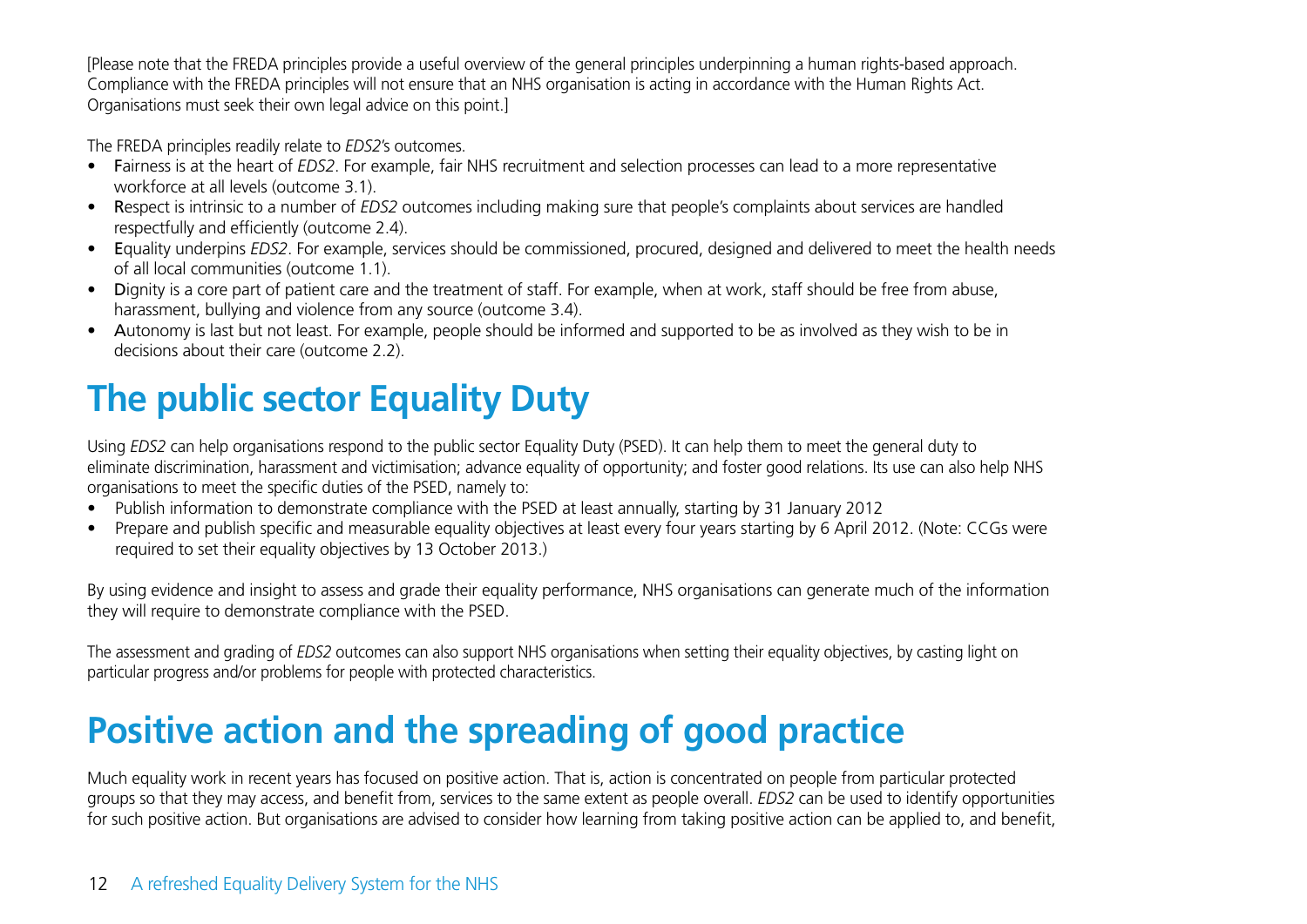[Please note that the FREDA principles provide a useful overview of the general principles underpinning a human rights-based approach. Compliance with the FREDA principles will not ensure that an NHS organisation is acting in accordance with the Human Rights Act. Organisations must seek their own legal advice on this point.]

The FREDA principles readily relate to *EDS2*'s outcomes.

- **F**airness is at the heart of *EDS2*. For example, fair NHS recruitment and selection processes can lead to a more representative workforce at all levels (outcome 3.1).
- **R**espect is intrinsic to a number of *EDS2* outcomes including making sure that people's complaints about services are handled respectfully and efficiently (outcome 2.4).
- **E**quality underpins *EDS2*. For example, services should be commissioned, procured, designed and delivered to meet the health needs of all local communities (outcome 1.1).
- **D**ignity is a core part of patient care and the treatment of staff. For example, when at work, staff should be free from abuse, harassment, bullying and violence from any source (outcome 3.4).
- **A**utonomy is last but not least. For example, people should be informed and supported to be as involved as they wish to be in decisions about their care (outcome 2.2).

# The public sector Equality Duty

Using *EDS2* can help organisations respond to the public sector Equality Duty (PSED). It can help them to meet the general duty to eliminate discrimination, harassment and victimisation; advance equality of opportunity; and foster good relations. Its use can also help NHS organisations to meet the specific duties of the PSED, namely to:

- Publish information to demonstrate compliance with the PSED at least annually, starting by 31 January 2012
- Prepare and publish specific and measurable equality objectives at least every four years starting by 6 April 2012. (Note: CCGs were required to set their equality objectives by 13 October 2013.)

By using evidence and insight to assess and grade their equality performance, NHS organisations can generate much of the information they will require to demonstrate compliance with the PSED.

The assessment and grading of *EDS2* outcomes can also support NHS organisations when setting their equality objectives, by casting light on particular progress and/or problems for people with protected characteristics.

# Positive action and the spreading of good practice

Much equality work in recent years has focused on positive action. That is, action is concentrated on people from particular protected groups so that they may access, and benefit from, services to the same extent as people overall. *EDS2* can be used to identify opportunities for such positive action. But organisations are advised to consider how learning from taking positive action can be applied to, and benefit,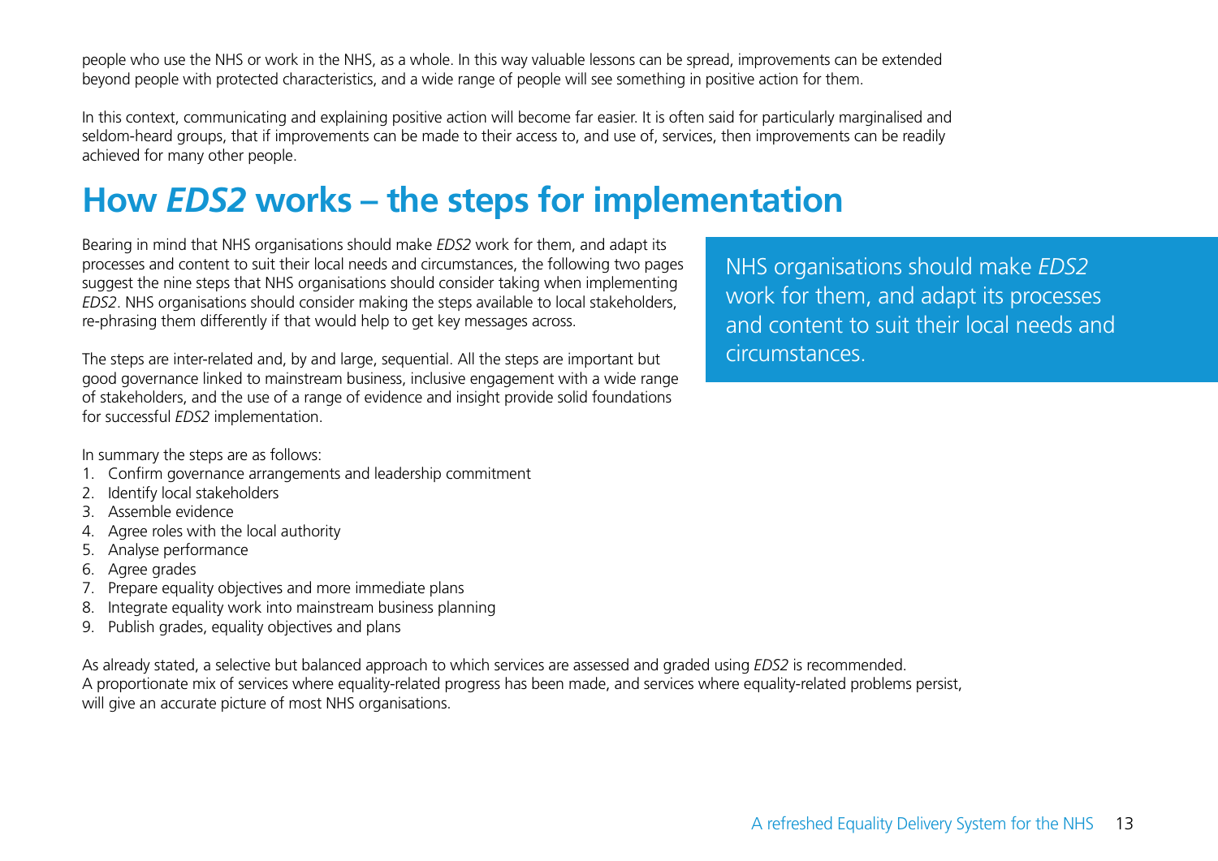people who use the NHS or work in the NHS, as a whole. In this way valuable lessons can be spread, improvements can be extended beyond people with protected characteristics, and a wide range of people will see something in positive action for them.

In this context, communicating and explaining positive action will become far easier. It is often said for particularly marginalised and seldom-heard groups, that if improvements can be made to their access to, and use of, services, then improvements can be readily achieved for many other people.

# How *EDS2* works – the steps for implementation

Bearing in mind that NHS organisations should make *EDS2* work for them, and adapt its processes and content to suit their local needs and circumstances, the following two pages suggest the nine steps that NHS organisations should consider taking when implementing *EDS2*. NHS organisations should consider making the steps available to local stakeholders, re-phrasing them differently if that would help to get key messages across.

The steps are inter-related and, by and large, sequential. All the steps are important but good governance linked to mainstream business, inclusive engagement with a wide range of stakeholders, and the use of a range of evidence and insight provide solid foundations for successful *EDS2* implementation.

In summary the steps are as follows:

1. Confirm governance arrangements and leadership commitment
2. Identify local stakeholders
3. Assemble evidence
4. Agree roles with the local authority
5. Analyse performance
6. Agree grades
7. Prepare equality objectives and more immediate plans
8. Integrate equality work into mainstream business planning
9. Publish grades, equality objectives and plans

As already stated, a selective but balanced approach to which services are assessed and graded using *EDS2* is recommended. A proportionate mix of services where equality-related progress has been made, and services where equality-related problems persist, will give an accurate picture of most NHS organisations.

> NHS organisations should make *EDS2* work for them, and adapt its processes and content to suit their local needs and circumstances.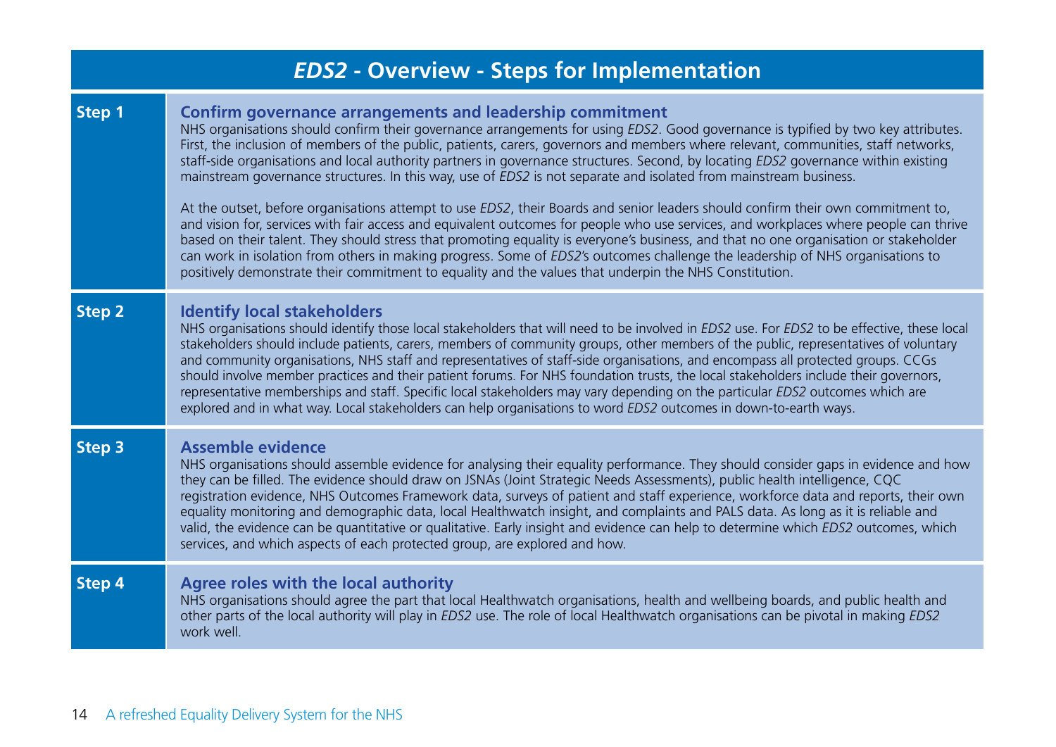# *EDS2* - Overview - Steps for Implementation

## Step 1

### Confirm governance arrangements and leadership commitment

NHS organisations should confirm their governance arrangements for using *EDS2*. Good governance is typified by two key attributes. First, the inclusion of members of the public, patients, carers, governors and members where relevant, communities, staff networks, staff-side organisations and local authority partners in governance structures. Second, by locating *EDS2* governance within existing mainstream governance structures. In this way, use of *EDS2* is not separate and isolated from mainstream business.

At the outset, before organisations attempt to use *EDS2*, their Boards and senior leaders should confirm their own commitment to, and vision for, services with fair access and equivalent outcomes for people who use services, and workplaces where people can thrive based on their talent. They should stress that promoting equality is everyone's business, and that no one organisation or stakeholder can work in isolation from others in making progress. Some of *EDS2*'s outcomes challenge the leadership of NHS organisations to positively demonstrate their commitment to equality and the values that underpin the NHS Constitution.

## Step 2

### Identify local stakeholders

NHS organisations should identify those local stakeholders that will need to be involved in *EDS2* use. For *EDS2* to be effective, these local stakeholders should include patients, carers, members of community groups, other members of the public, representatives of voluntary and community organisations, NHS staff and representatives of staff-side organisations, and encompass all protected groups. CCGs should involve member practices and their patient forums. For NHS foundation trusts, the local stakeholders include their governors, representative memberships and staff. Specific local stakeholders may vary depending on the particular *EDS2* outcomes which are explored and in what way. Local stakeholders can help organisations to word *EDS2* outcomes in down-to-earth ways.

## Step 3

### Assemble evidence

NHS organisations should assemble evidence for analysing their equality performance. They should consider gaps in evidence and how they can be filled. The evidence should draw on JSNAs (Joint Strategic Needs Assessments), public health intelligence, CQC registration evidence, NHS Outcomes Framework data, surveys of patient and staff experience, workforce data and reports, their own equality monitoring and demographic data, local Healthwatch insight, and complaints and PALS data. As long as it is reliable and valid, the evidence can be quantitative or qualitative. Early insight and evidence can help to determine which *EDS2* outcomes, which services, and which aspects of each protected group, are explored and how.

## Step 4

### Agree roles with the local authority

NHS organisations should agree the part that local Healthwatch organisations, health and wellbeing boards, and public health and other parts of the local authority will play in *EDS2* use. The role of local Healthwatch organisations can be pivotal in making *EDS2* work well.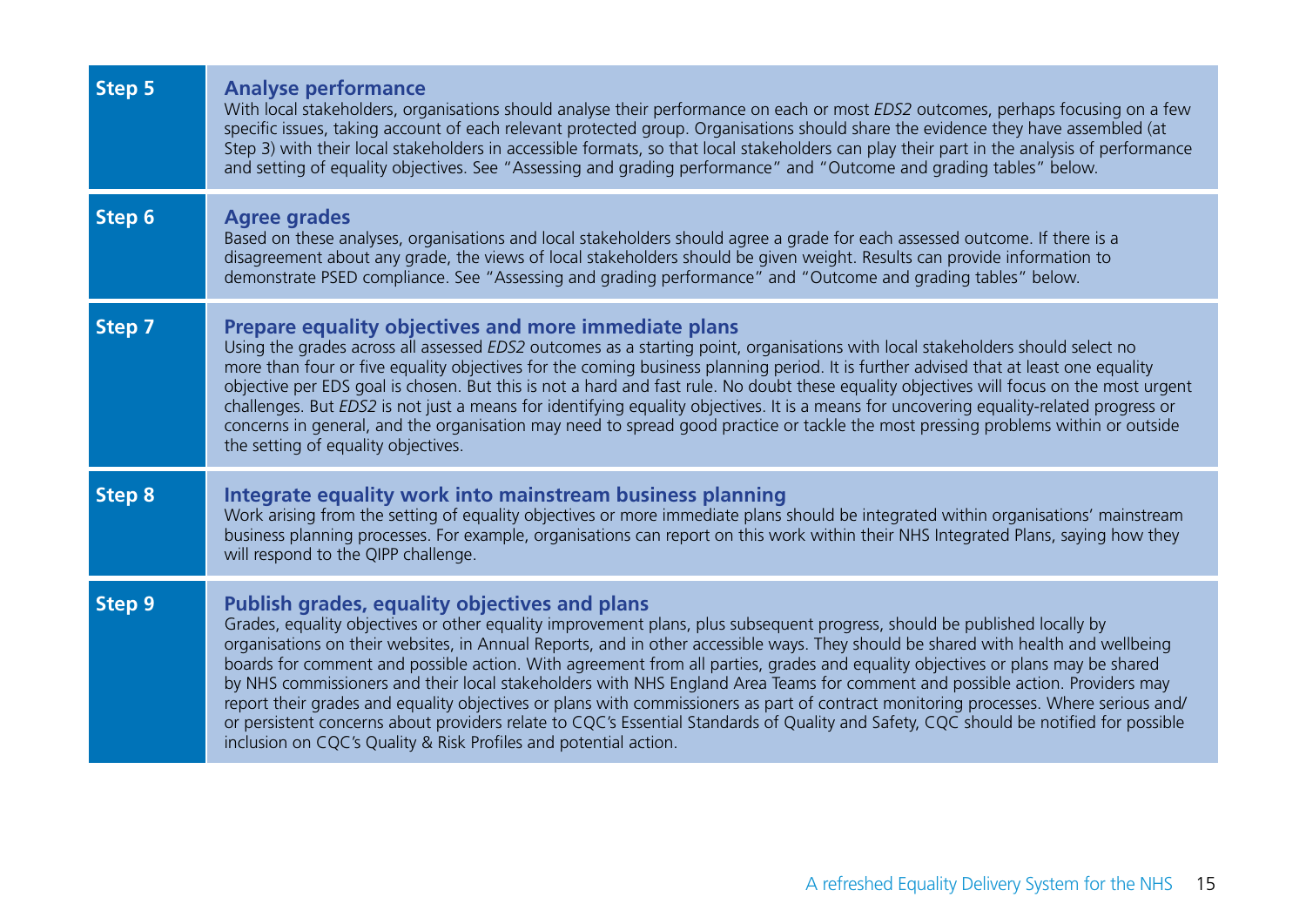| | |
|---|---|
| **Step 5** | **Analyse performance**<br>With local stakeholders, organisations should analyse their performance on each or most *EDS2* outcomes, perhaps focusing on a few specific issues, taking account of each relevant protected group. Organisations should share the evidence they have assembled (at Step 3) with their local stakeholders in accessible formats, so that local stakeholders can play their part in the analysis of performance and setting of equality objectives. See "Assessing and grading performance" and "Outcome and grading tables" below. |
| **Step 6** | **Agree grades**<br>Based on these analyses, organisations and local stakeholders should agree a grade for each assessed outcome. If there is a disagreement about any grade, the views of local stakeholders should be given weight. Results can provide information to demonstrate PSED compliance. See "Assessing and grading performance" and "Outcome and grading tables" below. |
| **Step 7** | **Prepare equality objectives and more immediate plans**<br>Using the grades across all assessed *EDS2* outcomes as a starting point, organisations with local stakeholders should select no more than four or five equality objectives for the coming business planning period. It is further advised that at least one equality objective per EDS goal is chosen. But this is not a hard and fast rule. No doubt these equality objectives will focus on the most urgent challenges. But *EDS2* is not just a means for identifying equality objectives. It is a means for uncovering equality-related progress or concerns in general, and the organisation may need to spread good practice or tackle the most pressing problems within or outside the setting of equality objectives. |
| **Step 8** | **Integrate equality work into mainstream business planning**<br>Work arising from the setting of equality objectives or more immediate plans should be integrated within organisations' mainstream business planning processes. For example, organisations can report on this work within their NHS Integrated Plans, saying how they will respond to the QIPP challenge. |
| **Step 9** | **Publish grades, equality objectives and plans**<br>Grades, equality objectives or other equality improvement plans, plus subsequent progress, should be published locally by organisations on their websites, in Annual Reports, and in other accessible ways. They should be shared with health and wellbeing boards for comment and possible action. With agreement from all parties, grades and equality objectives or plans may be shared by NHS commissioners and their local stakeholders with NHS England Area Teams for comment and possible action. Providers may report their grades and equality objectives or plans with commissioners as part of contract monitoring processes. Where serious and/or persistent concerns about providers relate to CQC's Essential Standards of Quality and Safety, CQC should be notified for possible inclusion on CQC's Quality & Risk Profiles and potential action. |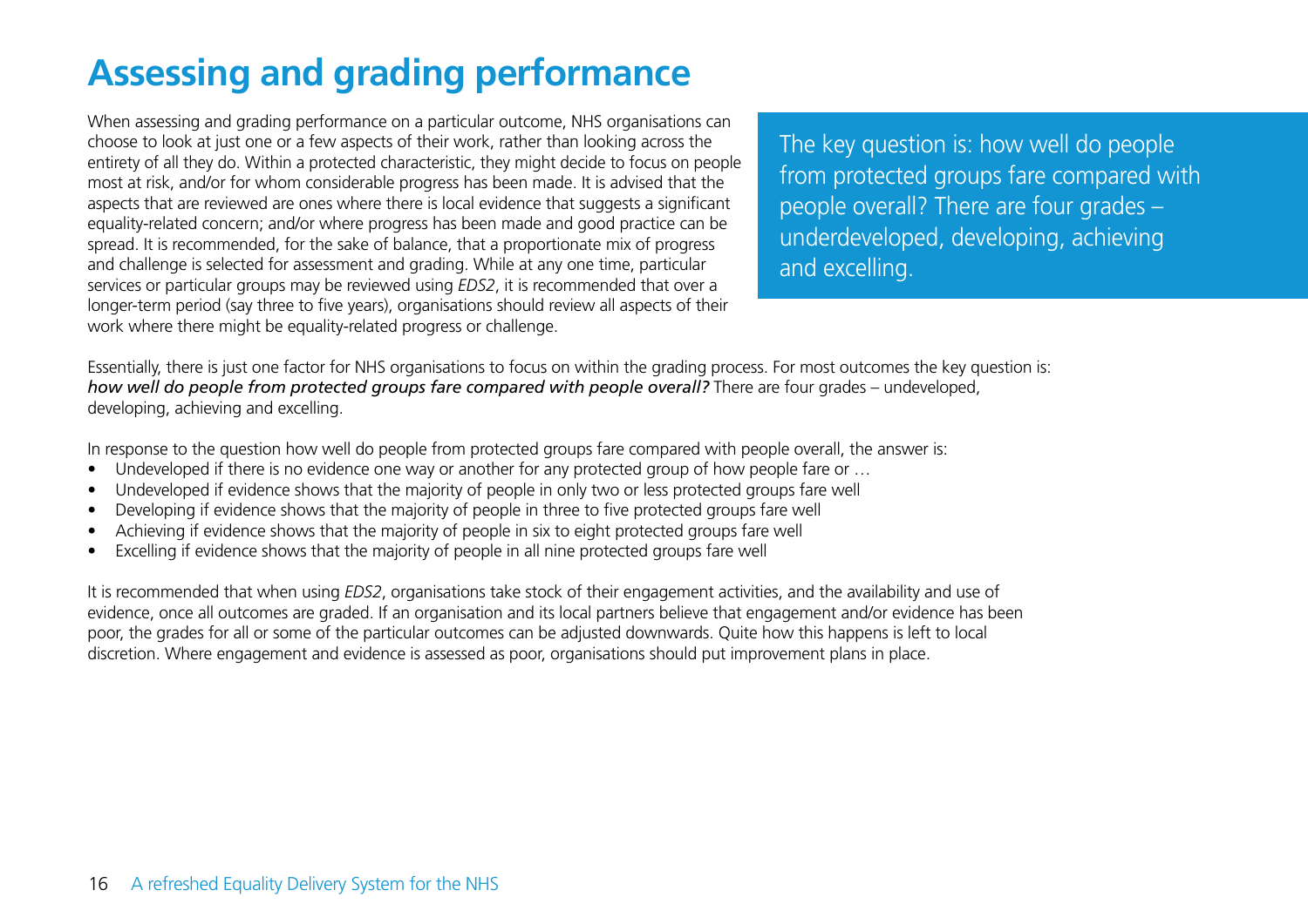# Assessing and grading performance

When assessing and grading performance on a particular outcome, NHS organisations can choose to look at just one or a few aspects of their work, rather than looking across the entirety of all they do. Within a protected characteristic, they might decide to focus on people most at risk, and/or for whom considerable progress has been made. It is advised that the aspects that are reviewed are ones where there is local evidence that suggests a significant equality-related concern; and/or where progress has been made and good practice can be spread. It is recommended, for the sake of balance, that a proportionate mix of progress and challenge is selected for assessment and grading. While at any one time, particular services or particular groups may be reviewed using *EDS2*, it is recommended that over a longer-term period (say three to five years), organisations should review all aspects of their work where there might be equality-related progress or challenge.

The key question is: how well do people from protected groups fare compared with people overall? There are four grades – underdeveloped, developing, achieving and excelling.

Essentially, there is just one factor for NHS organisations to focus on within the grading process. For most outcomes the key question is: ***how well do people from protected groups fare compared with people overall?*** There are four grades – undeveloped, developing, achieving and excelling.

In response to the question how well do people from protected groups fare compared with people overall, the answer is:

- Undeveloped if there is no evidence one way or another for any protected group of how people fare or …
- Undeveloped if evidence shows that the majority of people in only two or less protected groups fare well
- Developing if evidence shows that the majority of people in three to five protected groups fare well
- Achieving if evidence shows that the majority of people in six to eight protected groups fare well
- Excelling if evidence shows that the majority of people in all nine protected groups fare well

It is recommended that when using *EDS2*, organisations take stock of their engagement activities, and the availability and use of evidence, once all outcomes are graded. If an organisation and its local partners believe that engagement and/or evidence has been poor, the grades for all or some of the particular outcomes can be adjusted downwards. Quite how this happens is left to local discretion. Where engagement and evidence is assessed as poor, organisations should put improvement plans in place.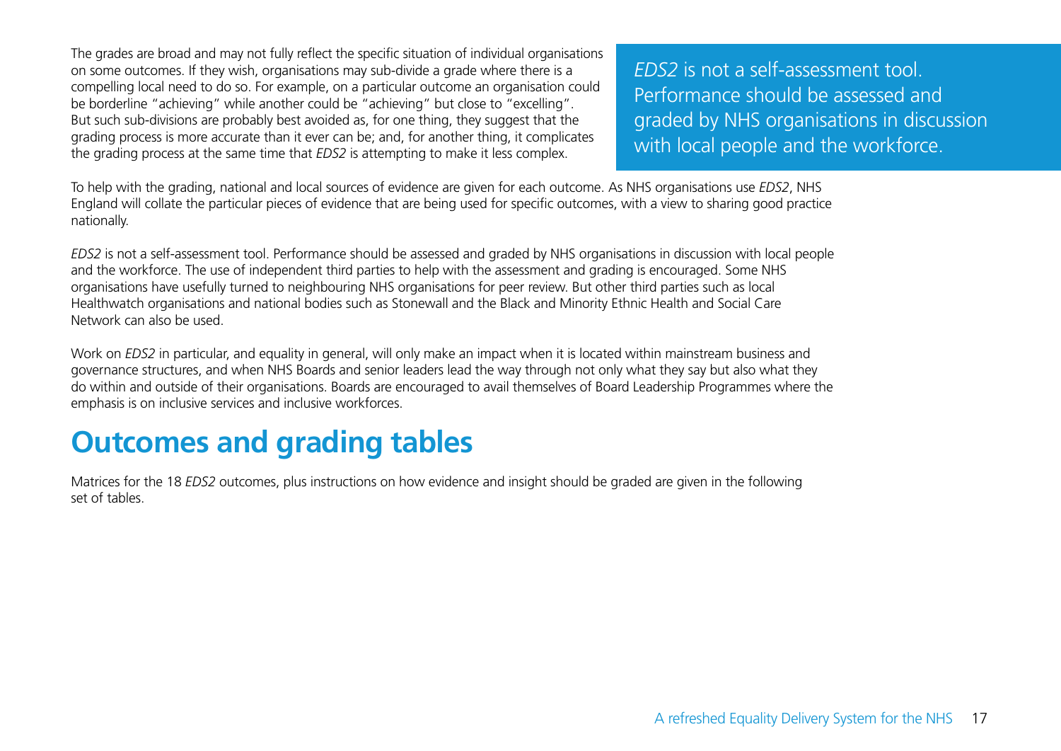The grades are broad and may not fully reflect the specific situation of individual organisations on some outcomes. If they wish, organisations may sub-divide a grade where there is a compelling local need to do so. For example, on a particular outcome an organisation could be borderline "achieving" while another could be "achieving" but close to "excelling". But such sub-divisions are probably best avoided as, for one thing, they suggest that the grading process is more accurate than it ever can be; and, for another thing, it complicates the grading process at the same time that *EDS2* is attempting to make it less complex.

> *EDS2* is not a self-assessment tool. Performance should be assessed and graded by NHS organisations in discussion with local people and the workforce.

To help with the grading, national and local sources of evidence are given for each outcome. As NHS organisations use *EDS2*, NHS England will collate the particular pieces of evidence that are being used for specific outcomes, with a view to sharing good practice nationally.

*EDS2* is not a self-assessment tool. Performance should be assessed and graded by NHS organisations in discussion with local people and the workforce. The use of independent third parties to help with the assessment and grading is encouraged. Some NHS organisations have usefully turned to neighbouring NHS organisations for peer review. But other third parties such as local Healthwatch organisations and national bodies such as Stonewall and the Black and Minority Ethnic Health and Social Care Network can also be used.

Work on *EDS2* in particular, and equality in general, will only make an impact when it is located within mainstream business and governance structures, and when NHS Boards and senior leaders lead the way through not only what they say but also what they do within and outside of their organisations. Boards are encouraged to avail themselves of Board Leadership Programmes where the emphasis is on inclusive services and inclusive workforces.

# Outcomes and grading tables

Matrices for the 18 *EDS2* outcomes, plus instructions on how evidence and insight should be graded are given in the following set of tables.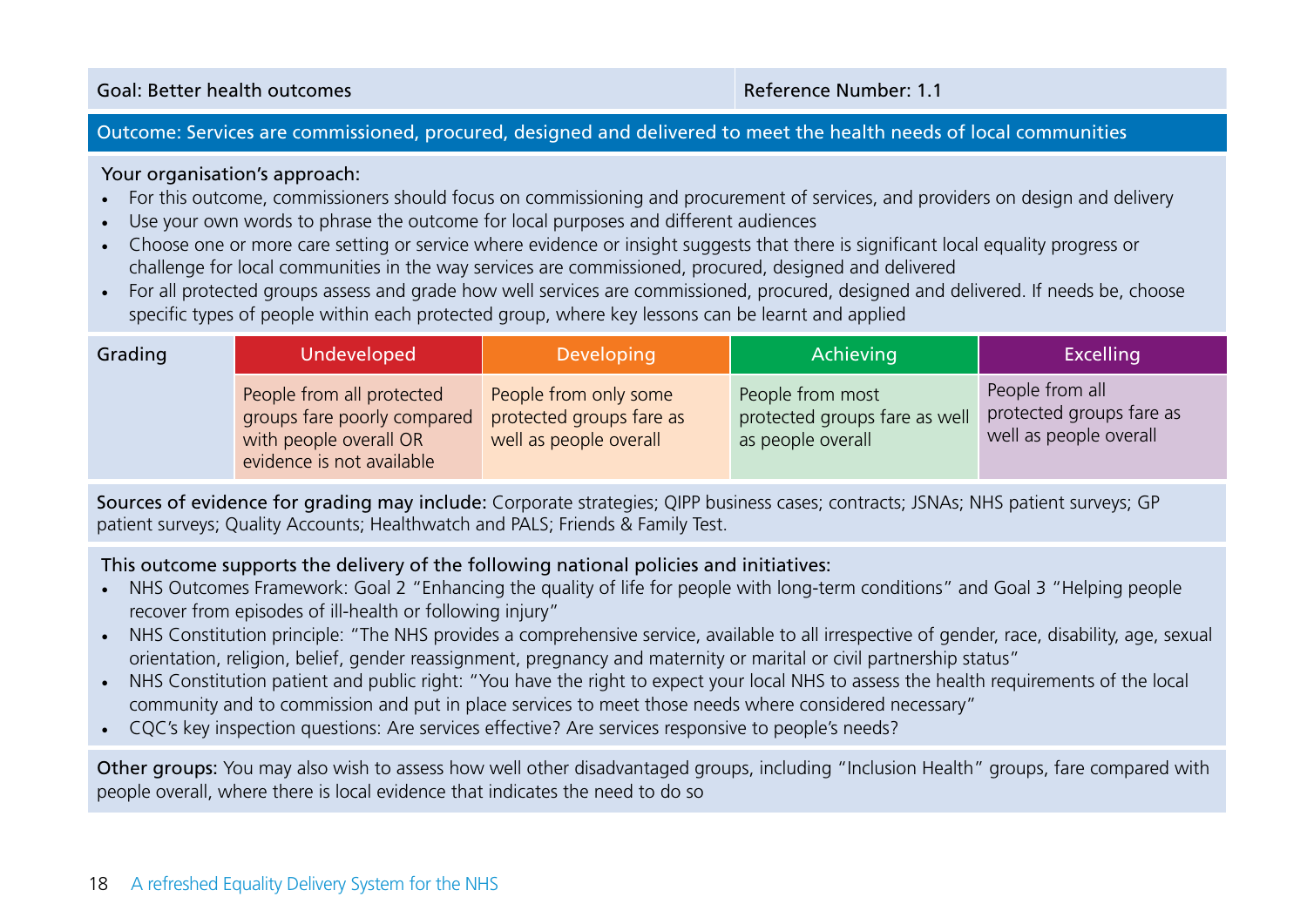| Goal: Better health outcomes | Reference Number: 1.1 |
|---|---|

**Outcome: Services are commissioned, procured, designed and delivered to meet the health needs of local communities**

Your organisation's approach:

- For this outcome, commissioners should focus on commissioning and procurement of services, and providers on design and delivery
- Use your own words to phrase the outcome for local purposes and different audiences
- Choose one or more care setting or service where evidence or insight suggests that there is significant local equality progress or challenge for local communities in the way services are commissioned, procured, designed and delivered
- For all protected groups assess and grade how well services are commissioned, procured, designed and delivered. If needs be, choose specific types of people within each protected group, where key lessons can be learnt and applied

| Grading | Undeveloped | Developing | Achieving | Excelling |
|---|---|---|---|---|
| | People from all protected groups fare poorly compared with people overall OR evidence is not available | People from only some protected groups fare as well as people overall | People from most protected groups fare as well as people overall | People from all protected groups fare as well as people overall |

**Sources of evidence for grading may include:** Corporate strategies; QIPP business cases; contracts; JSNAs; NHS patient surveys; GP patient surveys; Quality Accounts; Healthwatch and PALS; Friends & Family Test.

This outcome supports the delivery of the following national policies and initiatives:

- NHS Outcomes Framework: Goal 2 "Enhancing the quality of life for people with long-term conditions" and Goal 3 "Helping people recover from episodes of ill-health or following injury"
- NHS Constitution principle: "The NHS provides a comprehensive service, available to all irrespective of gender, race, disability, age, sexual orientation, religion, belief, gender reassignment, pregnancy and maternity or marital or civil partnership status"
- NHS Constitution patient and public right: "You have the right to expect your local NHS to assess the health requirements of the local community and to commission and put in place services to meet those needs where considered necessary"
- CQC's key inspection questions: Are services effective? Are services responsive to people's needs?

**Other groups:** You may also wish to assess how well other disadvantaged groups, including "Inclusion Health" groups, fare compared with people overall, where there is local evidence that indicates the need to do so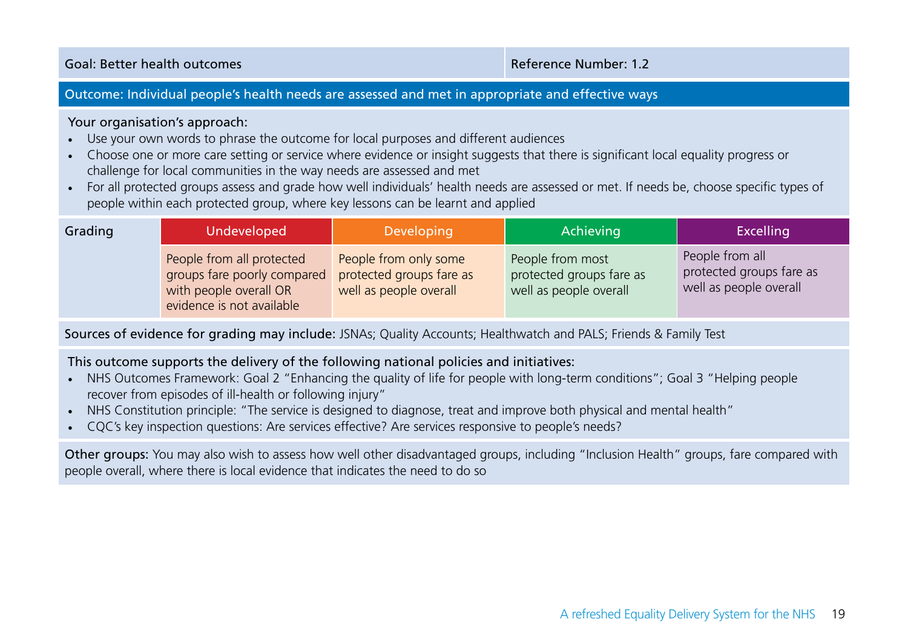| Goal: Better health outcomes | Reference Number: 1.2 |
|---|---|

**Outcome: Individual people's health needs are assessed and met in appropriate and effective ways**

Your organisation's approach:

- Use your own words to phrase the outcome for local purposes and different audiences
- Choose one or more care setting or service where evidence or insight suggests that there is significant local equality progress or challenge for local communities in the way needs are assessed and met
- For all protected groups assess and grade how well individuals' health needs are assessed or met. If needs be, choose specific types of people within each protected group, where key lessons can be learnt and applied

| Grading | Undeveloped | Developing | Achieving | Excelling |
|---|---|---|---|---|
| | People from all protected groups fare poorly compared with people overall OR evidence is not available | People from only some protected groups fare as well as people overall | People from most protected groups fare as well as people overall | People from all protected groups fare as well as people overall |

**Sources of evidence for grading may include:** JSNAs; Quality Accounts; Healthwatch and PALS; Friends & Family Test

This outcome supports the delivery of the following national policies and initiatives:

- NHS Outcomes Framework: Goal 2 "Enhancing the quality of life for people with long-term conditions"; Goal 3 "Helping people recover from episodes of ill-health or following injury"
- NHS Constitution principle: "The service is designed to diagnose, treat and improve both physical and mental health"
- CQC's key inspection questions: Are services effective? Are services responsive to people's needs?

**Other groups:** You may also wish to assess how well other disadvantaged groups, including "Inclusion Health" groups, fare compared with people overall, where there is local evidence that indicates the need to do so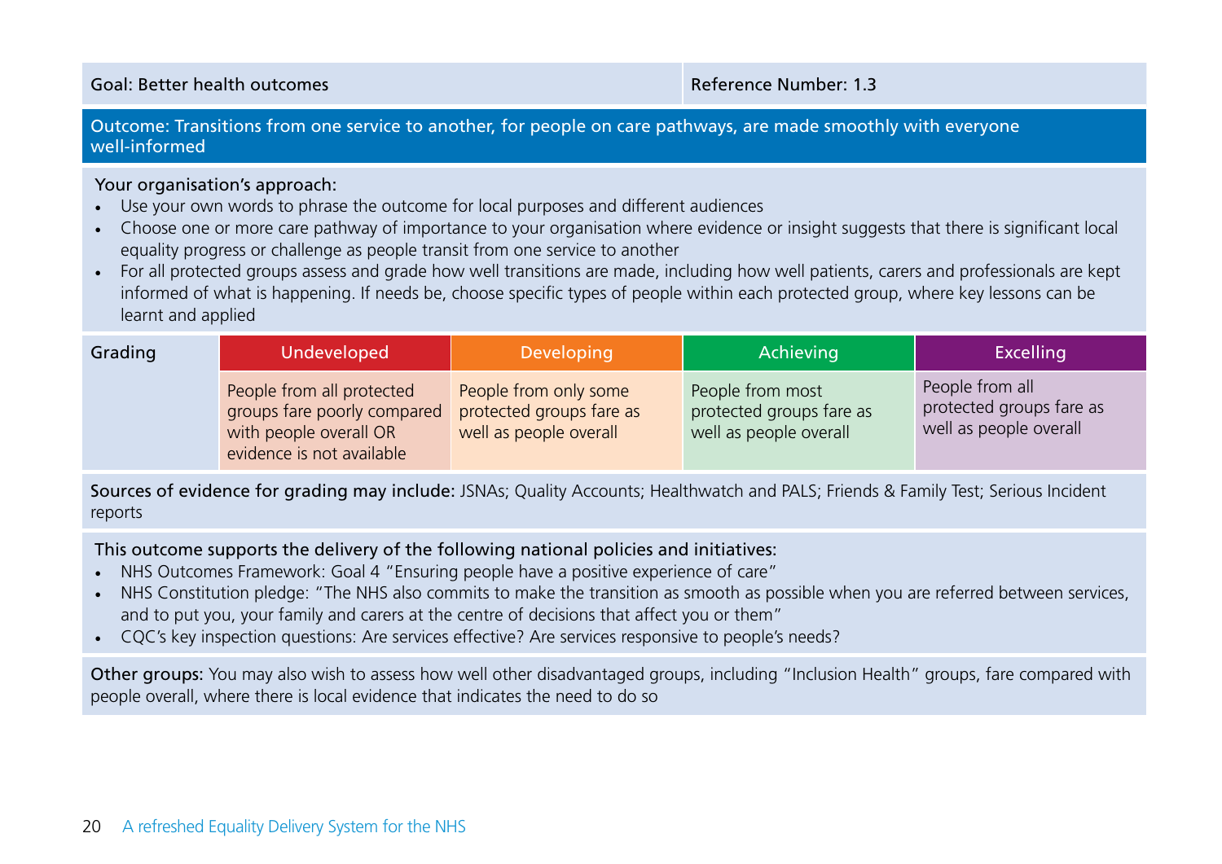| Goal: Better health outcomes | Reference Number: 1.3 |
|---|---|

**Outcome: Transitions from one service to another, for people on care pathways, are made smoothly with everyone well-informed**

Your organisation's approach:

- Use your own words to phrase the outcome for local purposes and different audiences
- Choose one or more care pathway of importance to your organisation where evidence or insight suggests that there is significant local equality progress or challenge as people transit from one service to another
- For all protected groups assess and grade how well transitions are made, including how well patients, carers and professionals are kept informed of what is happening. If needs be, choose specific types of people within each protected group, where key lessons can be learnt and applied

| Grading | Undeveloped | Developing | Achieving | Excelling |
|---|---|---|---|---|
| | People from all protected groups fare poorly compared with people overall OR evidence is not available | People from only some protected groups fare as well as people overall | People from most protected groups fare as well as people overall | People from all protected groups fare as well as people overall |

**Sources of evidence for grading may include:** JSNAs; Quality Accounts; Healthwatch and PALS; Friends & Family Test; Serious Incident reports

This outcome supports the delivery of the following national policies and initiatives:

- NHS Outcomes Framework: Goal 4 "Ensuring people have a positive experience of care"
- NHS Constitution pledge: "The NHS also commits to make the transition as smooth as possible when you are referred between services, and to put you, your family and carers at the centre of decisions that affect you or them"
- CQC's key inspection questions: Are services effective? Are services responsive to people's needs?

**Other groups:** You may also wish to assess how well other disadvantaged groups, including "Inclusion Health" groups, fare compared with people overall, where there is local evidence that indicates the need to do so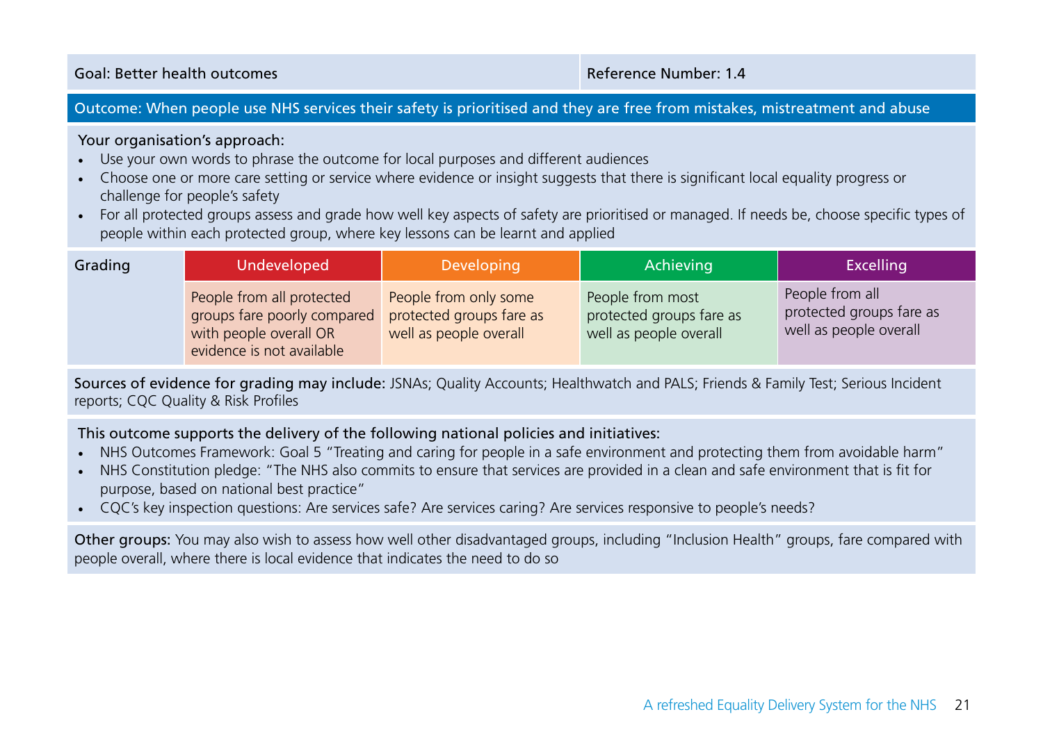| Goal: Better health outcomes | Reference Number: 1.4 |
|---|---|

**Outcome: When people use NHS services their safety is prioritised and they are free from mistakes, mistreatment and abuse**

Your organisation's approach:

- Use your own words to phrase the outcome for local purposes and different audiences
- Choose one or more care setting or service where evidence or insight suggests that there is significant local equality progress or challenge for people's safety
- For all protected groups assess and grade how well key aspects of safety are prioritised or managed. If needs be, choose specific types of people within each protected group, where key lessons can be learnt and applied

| Grading | Undeveloped | Developing | Achieving | Excelling |
|---|---|---|---|---|
| | People from all protected groups fare poorly compared with people overall OR evidence is not available | People from only some protected groups fare as well as people overall | People from most protected groups fare as well as people overall | People from all protected groups fare as well as people overall |

**Sources of evidence for grading may include:** JSNAs; Quality Accounts; Healthwatch and PALS; Friends & Family Test; Serious Incident reports; CQC Quality & Risk Profiles

This outcome supports the delivery of the following national policies and initiatives:

- NHS Outcomes Framework: Goal 5 "Treating and caring for people in a safe environment and protecting them from avoidable harm"
- NHS Constitution pledge: "The NHS also commits to ensure that services are provided in a clean and safe environment that is fit for purpose, based on national best practice"
- CQC's key inspection questions: Are services safe? Are services caring? Are services responsive to people's needs?

**Other groups:** You may also wish to assess how well other disadvantaged groups, including "Inclusion Health" groups, fare compared with people overall, where there is local evidence that indicates the need to do so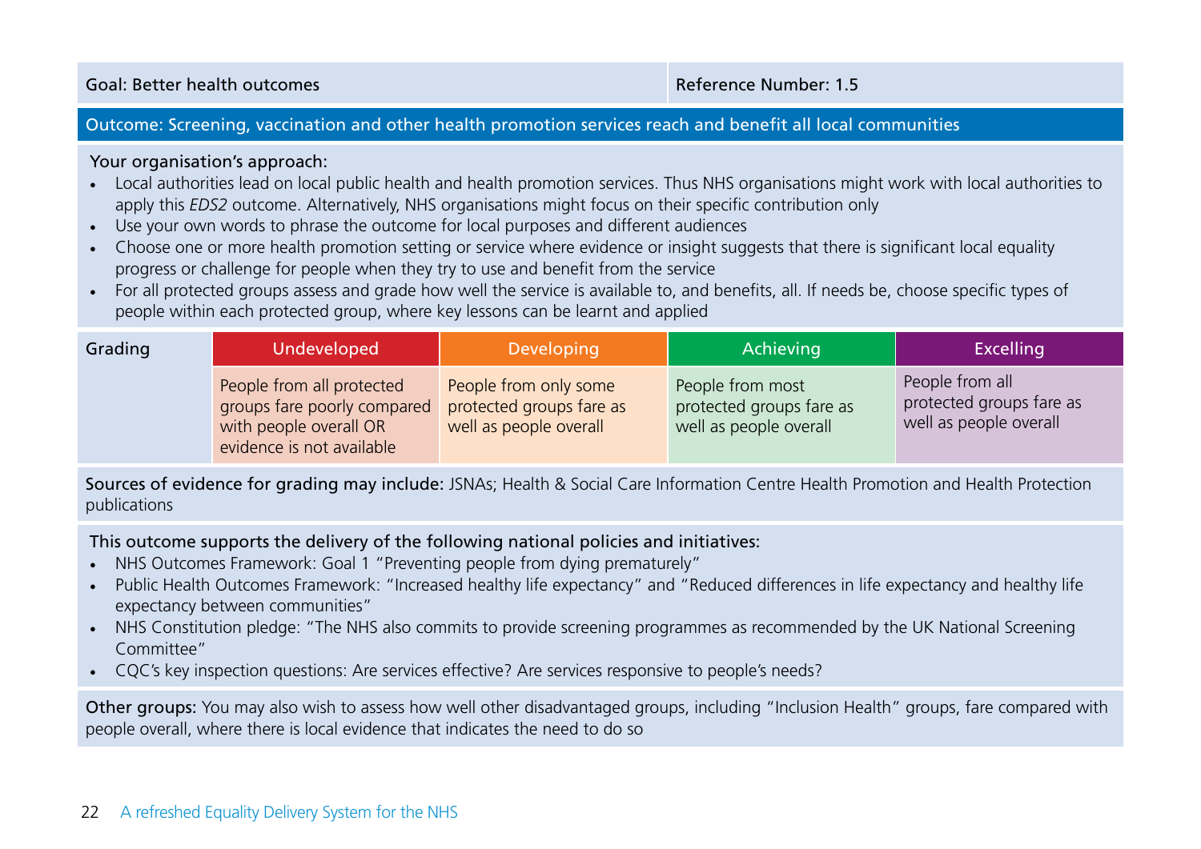| Goal: Better health outcomes | Reference Number: 1.5 |
|---|---|

**Outcome: Screening, vaccination and other health promotion services reach and benefit all local communities**

Your organisation's approach:

- Local authorities lead on local public health and health promotion services. Thus NHS organisations might work with local authorities to apply this *EDS2* outcome. Alternatively, NHS organisations might focus on their specific contribution only
- Use your own words to phrase the outcome for local purposes and different audiences
- Choose one or more health promotion setting or service where evidence or insight suggests that there is significant local equality progress or challenge for people when they try to use and benefit from the service
- For all protected groups assess and grade how well the service is available to, and benefits, all. If needs be, choose specific types of people within each protected group, where key lessons can be learnt and applied

| Grading | Undeveloped | Developing | Achieving | Excelling |
|---|---|---|---|---|
| | People from all protected groups fare poorly compared with people overall OR evidence is not available | People from only some protected groups fare as well as people overall | People from most protected groups fare as well as people overall | People from all protected groups fare as well as people overall |

**Sources of evidence for grading may include:** JSNAs; Health & Social Care Information Centre Health Promotion and Health Protection publications

This outcome supports the delivery of the following national policies and initiatives:

- NHS Outcomes Framework: Goal 1 "Preventing people from dying prematurely"
- Public Health Outcomes Framework: "Increased healthy life expectancy" and "Reduced differences in life expectancy and healthy life expectancy between communities"
- NHS Constitution pledge: "The NHS also commits to provide screening programmes as recommended by the UK National Screening Committee"
- CQC's key inspection questions: Are services effective? Are services responsive to people's needs?

**Other groups:** You may also wish to assess how well other disadvantaged groups, including "Inclusion Health" groups, fare compared with people overall, where there is local evidence that indicates the need to do so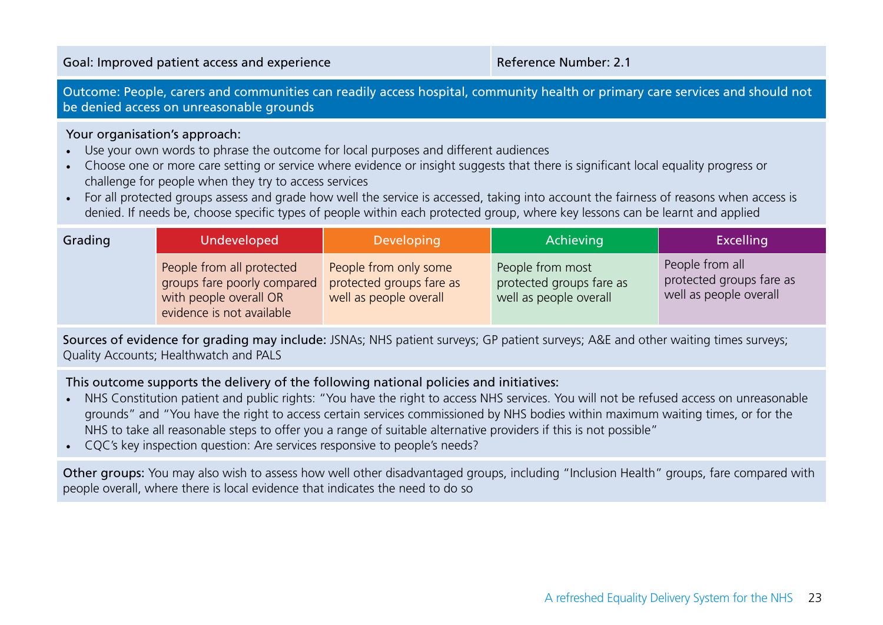| Goal: Improved patient access and experience | Reference Number: 2.1 |
|---|---|

**Outcome: People, carers and communities can readily access hospital, community health or primary care services and should not be denied access on unreasonable grounds**

Your organisation's approach:

- Use your own words to phrase the outcome for local purposes and different audiences
- Choose one or more care setting or service where evidence or insight suggests that there is significant local equality progress or challenge for people when they try to access services
- For all protected groups assess and grade how well the service is accessed, taking into account the fairness of reasons when access is denied. If needs be, choose specific types of people within each protected group, where key lessons can be learnt and applied

| Grading | Undeveloped | Developing | Achieving | Excelling |
|---|---|---|---|---|
| | People from all protected groups fare poorly compared with people overall OR evidence is not available | People from only some protected groups fare as well as people overall | People from most protected groups fare as well as people overall | People from all protected groups fare as well as people overall |

**Sources of evidence for grading may include:** JSNAs; NHS patient surveys; GP patient surveys; A&E and other waiting times surveys; Quality Accounts; Healthwatch and PALS

This outcome supports the delivery of the following national policies and initiatives:

- NHS Constitution patient and public rights: "You have the right to access NHS services. You will not be refused access on unreasonable grounds" and "You have the right to access certain services commissioned by NHS bodies within maximum waiting times, or for the NHS to take all reasonable steps to offer you a range of suitable alternative providers if this is not possible"
- CQC's key inspection question: Are services responsive to people's needs?

**Other groups:** You may also wish to assess how well other disadvantaged groups, including "Inclusion Health" groups, fare compared with people overall, where there is local evidence that indicates the need to do so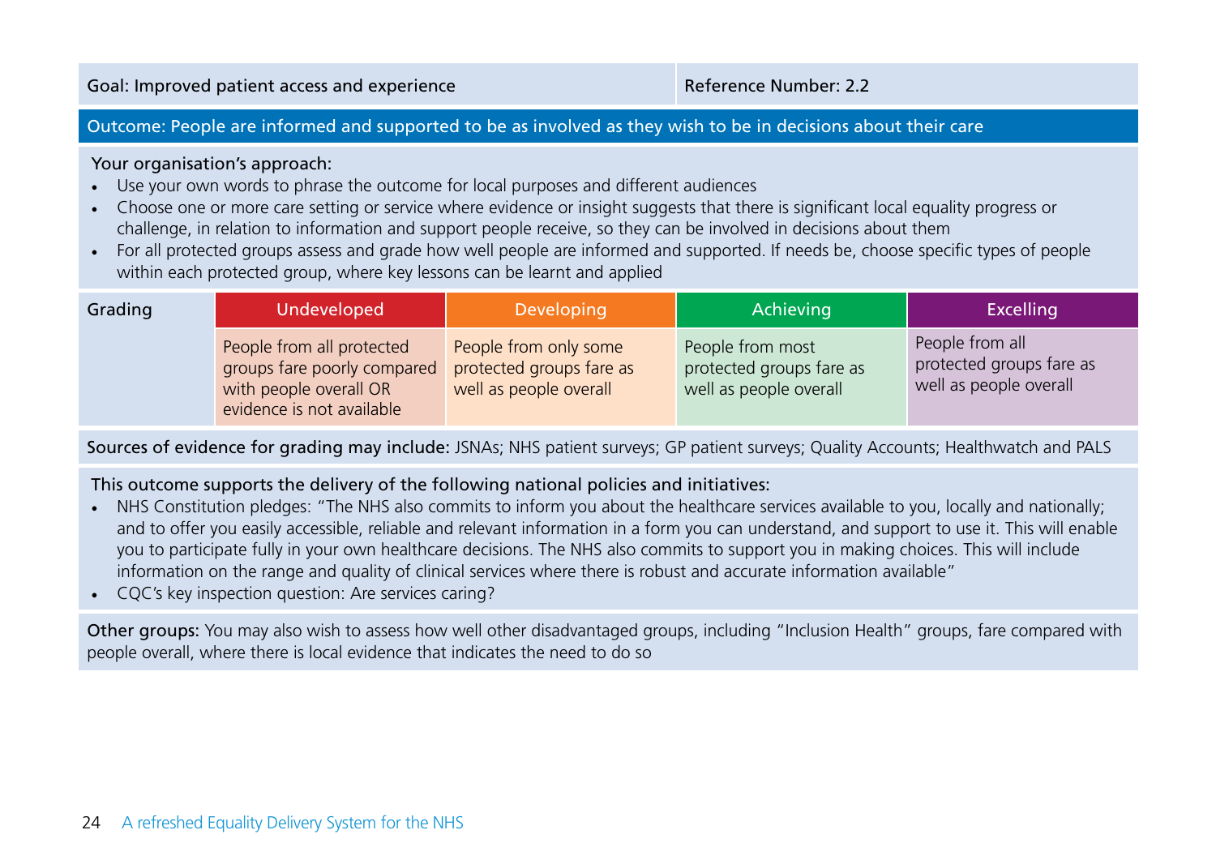| Goal: Improved patient access and experience | Reference Number: 2.2 |
|---|---|

**Outcome: People are informed and supported to be as involved as they wish to be in decisions about their care**

Your organisation's approach:

- Use your own words to phrase the outcome for local purposes and different audiences
- Choose one or more care setting or service where evidence or insight suggests that there is significant local equality progress or challenge, in relation to information and support people receive, so they can be involved in decisions about them
- For all protected groups assess and grade how well people are informed and supported. If needs be, choose specific types of people within each protected group, where key lessons can be learnt and applied

| Grading | Undeveloped | Developing | Achieving | Excelling |
|---|---|---|---|---|
| | People from all protected groups fare poorly compared with people overall OR evidence is not available | People from only some protected groups fare as well as people overall | People from most protected groups fare as well as people overall | People from all protected groups fare as well as people overall |

Sources of evidence for grading may include: JSNAs; NHS patient surveys; GP patient surveys; Quality Accounts; Healthwatch and PALS

This outcome supports the delivery of the following national policies and initiatives:

- NHS Constitution pledges: "The NHS also commits to inform you about the healthcare services available to you, locally and nationally; and to offer you easily accessible, reliable and relevant information in a form you can understand, and support to use it. This will enable you to participate fully in your own healthcare decisions. The NHS also commits to support you in making choices. This will include information on the range and quality of clinical services where there is robust and accurate information available"
- CQC's key inspection question: Are services caring?

Other groups: You may also wish to assess how well other disadvantaged groups, including "Inclusion Health" groups, fare compared with people overall, where there is local evidence that indicates the need to do so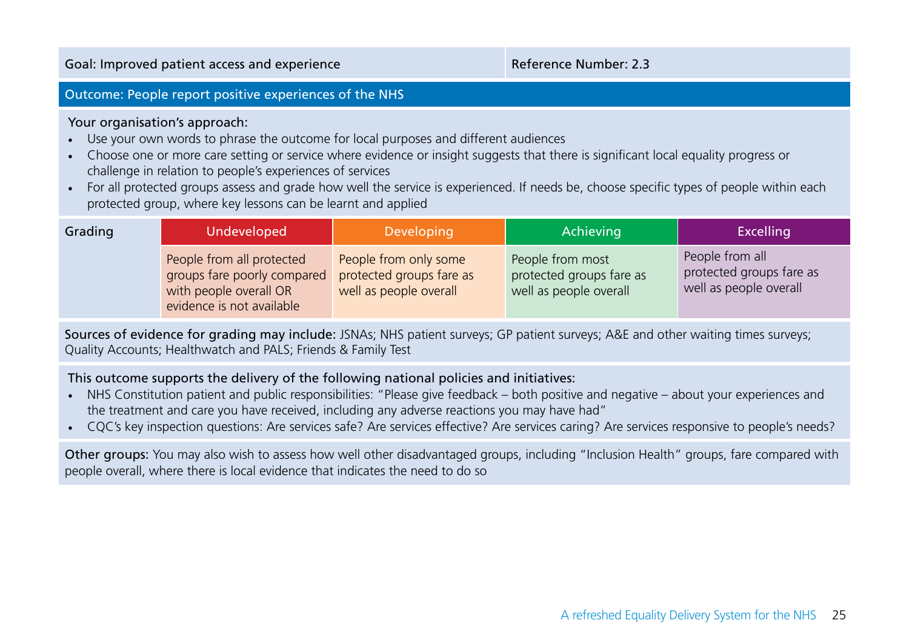| Goal: Improved patient access and experience | Reference Number: 2.3 |
|---|---|

**Outcome: People report positive experiences of the NHS**

Your organisation's approach:

- Use your own words to phrase the outcome for local purposes and different audiences
- Choose one or more care setting or service where evidence or insight suggests that there is significant local equality progress or challenge in relation to people's experiences of services
- For all protected groups assess and grade how well the service is experienced. If needs be, choose specific types of people within each protected group, where key lessons can be learnt and applied

| Grading | Undeveloped | Developing | Achieving | Excelling |
|---|---|---|---|---|
| | People from all protected groups fare poorly compared with people overall OR evidence is not available | People from only some protected groups fare as well as people overall | People from most protected groups fare as well as people overall | People from all protected groups fare as well as people overall |

**Sources of evidence for grading may include:** JSNAs; NHS patient surveys; GP patient surveys; A&E and other waiting times surveys; Quality Accounts; Healthwatch and PALS; Friends & Family Test

**This outcome supports the delivery of the following national policies and initiatives:**

- NHS Constitution patient and public responsibilities: "Please give feedback – both positive and negative – about your experiences and the treatment and care you have received, including any adverse reactions you may have had"
- CQC's key inspection questions: Are services safe? Are services effective? Are services caring? Are services responsive to people's needs?

**Other groups:** You may also wish to assess how well other disadvantaged groups, including "Inclusion Health" groups, fare compared with people overall, where there is local evidence that indicates the need to do so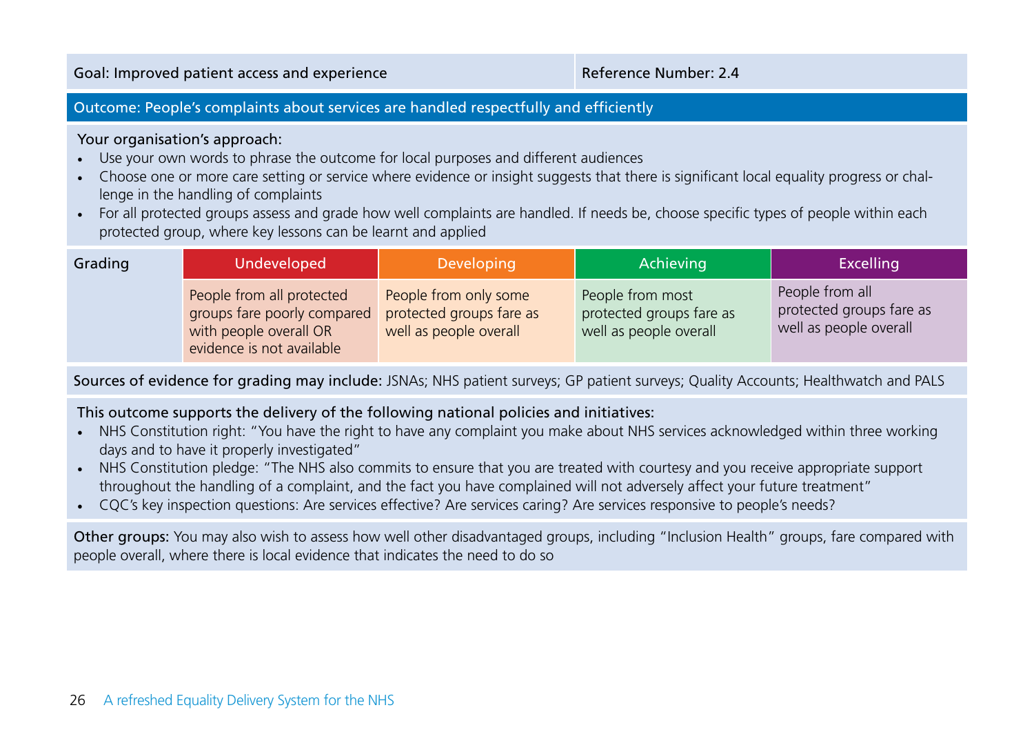| Goal: Improved patient access and experience | Reference Number: 2.4 |
|---|---|

**Outcome: People's complaints about services are handled respectfully and efficiently**

Your organisation's approach:

- Use your own words to phrase the outcome for local purposes and different audiences
- Choose one or more care setting or service where evidence or insight suggests that there is significant local equality progress or challenge in the handling of complaints
- For all protected groups assess and grade how well complaints are handled. If needs be, choose specific types of people within each protected group, where key lessons can be learnt and applied

| Grading | Undeveloped | Developing | Achieving | Excelling |
|---|---|---|---|---|
| | People from all protected groups fare poorly compared with people overall OR evidence is not available | People from only some protected groups fare as well as people overall | People from most protected groups fare as well as people overall | People from all protected groups fare as well as people overall |

**Sources of evidence for grading may include:** JSNAs; NHS patient surveys; GP patient surveys; Quality Accounts; Healthwatch and PALS

This outcome supports the delivery of the following national policies and initiatives:

- NHS Constitution right: "You have the right to have any complaint you make about NHS services acknowledged within three working days and to have it properly investigated"
- NHS Constitution pledge: "The NHS also commits to ensure that you are treated with courtesy and you receive appropriate support throughout the handling of a complaint, and the fact you have complained will not adversely affect your future treatment"
- CQC's key inspection questions: Are services effective? Are services caring? Are services responsive to people's needs?

**Other groups:** You may also wish to assess how well other disadvantaged groups, including "Inclusion Health" groups, fare compared with people overall, where there is local evidence that indicates the need to do so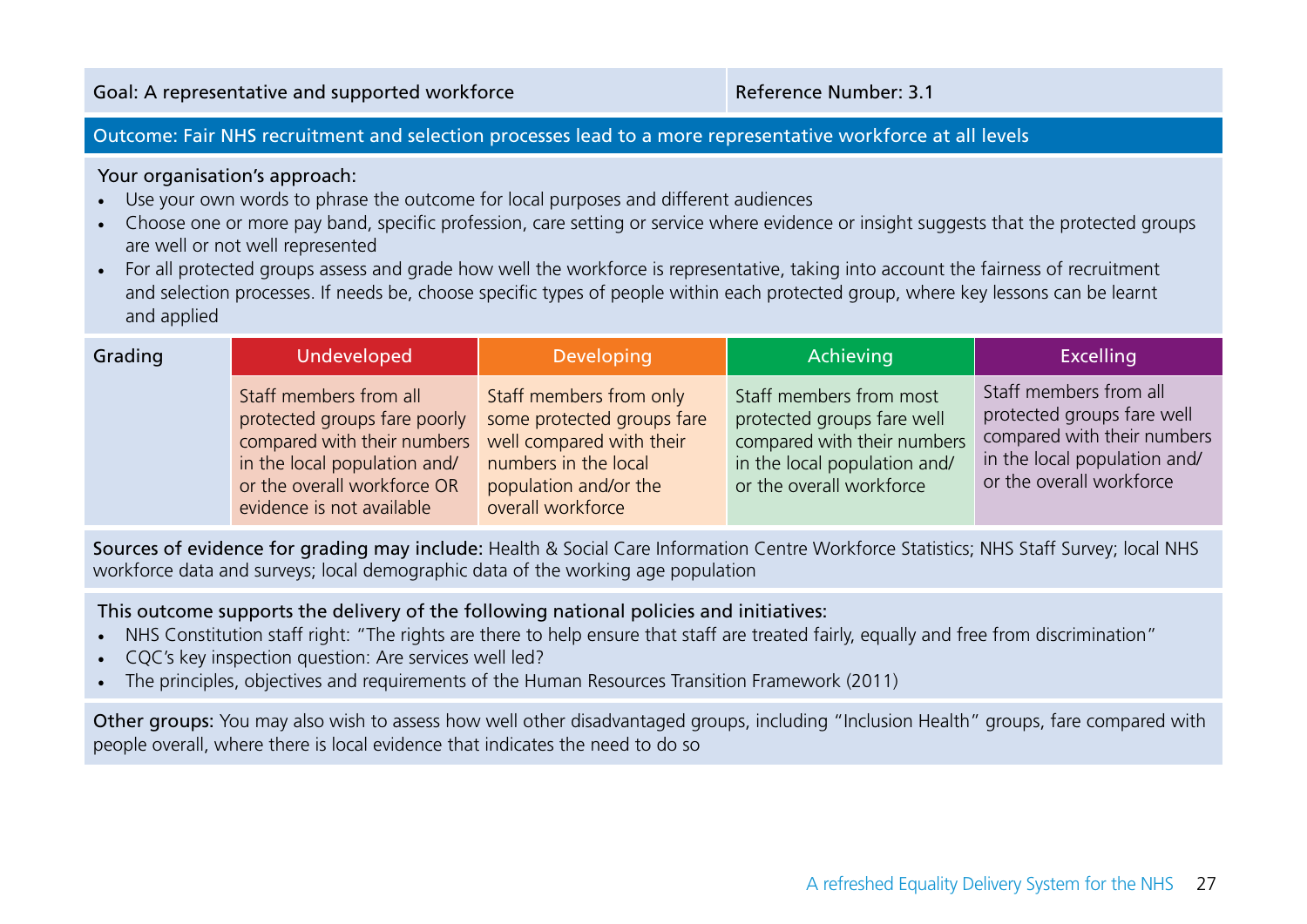| Goal: A representative and supported workforce | Reference Number: 3.1 |
|---|---|

**Outcome: Fair NHS recruitment and selection processes lead to a more representative workforce at all levels**

Your organisation's approach:

- Use your own words to phrase the outcome for local purposes and different audiences
- Choose one or more pay band, specific profession, care setting or service where evidence or insight suggests that the protected groups are well or not well represented
- For all protected groups assess and grade how well the workforce is representative, taking into account the fairness of recruitment and selection processes. If needs be, choose specific types of people within each protected group, where key lessons can be learnt and applied

| Grading | Undeveloped | Developing | Achieving | Excelling |
|---|---|---|---|---|
| | Staff members from all protected groups fare poorly compared with their numbers in the local population and/or the overall workforce OR evidence is not available | Staff members from only some protected groups fare well compared with their numbers in the local population and/or the overall workforce | Staff members from most protected groups fare well compared with their numbers in the local population and/or the overall workforce | Staff members from all protected groups fare well compared with their numbers in the local population and/or the overall workforce |

**Sources of evidence for grading may include:** Health & Social Care Information Centre Workforce Statistics; NHS Staff Survey; local NHS workforce data and surveys; local demographic data of the working age population

This outcome supports the delivery of the following national policies and initiatives:

- NHS Constitution staff right: "The rights are there to help ensure that staff are treated fairly, equally and free from discrimination"
- CQC's key inspection question: Are services well led?
- The principles, objectives and requirements of the Human Resources Transition Framework (2011)

**Other groups:** You may also wish to assess how well other disadvantaged groups, including "Inclusion Health" groups, fare compared with people overall, where there is local evidence that indicates the need to do so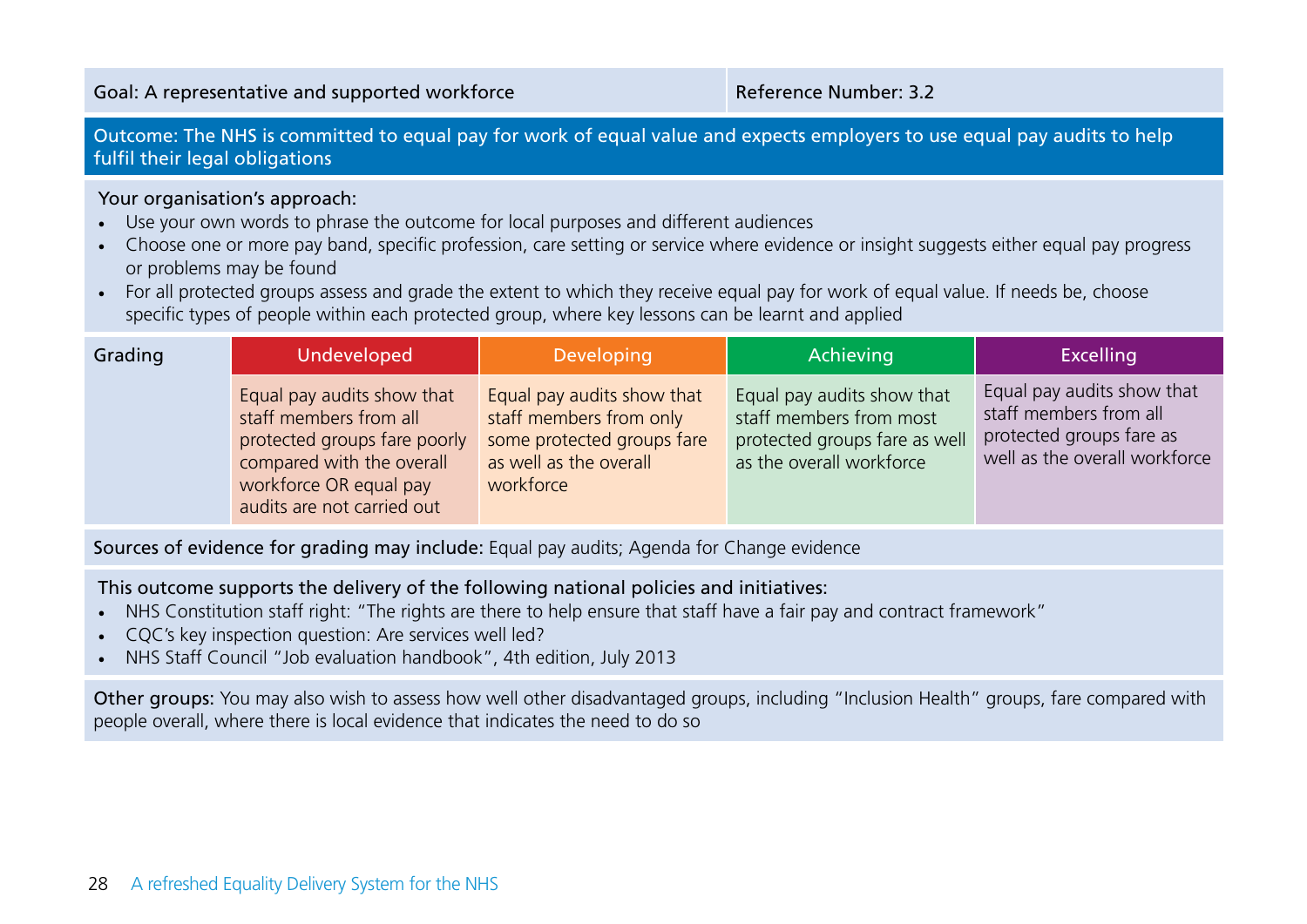| Goal: A representative and supported workforce | Reference Number: 3.2 |
|---|---|

**Outcome: The NHS is committed to equal pay for work of equal value and expects employers to use equal pay audits to help fulfil their legal obligations**

Your organisation's approach:

- Use your own words to phrase the outcome for local purposes and different audiences
- Choose one or more pay band, specific profession, care setting or service where evidence or insight suggests either equal pay progress or problems may be found
- For all protected groups assess and grade the extent to which they receive equal pay for work of equal value. If needs be, choose specific types of people within each protected group, where key lessons can be learnt and applied

| Grading | Undeveloped | Developing | Achieving | Excelling |
|---|---|---|---|---|
| | Equal pay audits show that staff members from all protected groups fare poorly compared with the overall workforce OR equal pay audits are not carried out | Equal pay audits show that staff members from only some protected groups fare as well as the overall workforce | Equal pay audits show that staff members from most protected groups fare as well as the overall workforce | Equal pay audits show that staff members from all protected groups fare as well as the overall workforce |

**Sources of evidence for grading may include:** Equal pay audits; Agenda for Change evidence

This outcome supports the delivery of the following national policies and initiatives:

- NHS Constitution staff right: "The rights are there to help ensure that staff have a fair pay and contract framework"
- CQC's key inspection question: Are services well led?
- NHS Staff Council "Job evaluation handbook", 4th edition, July 2013

**Other groups:** You may also wish to assess how well other disadvantaged groups, including "Inclusion Health" groups, fare compared with people overall, where there is local evidence that indicates the need to do so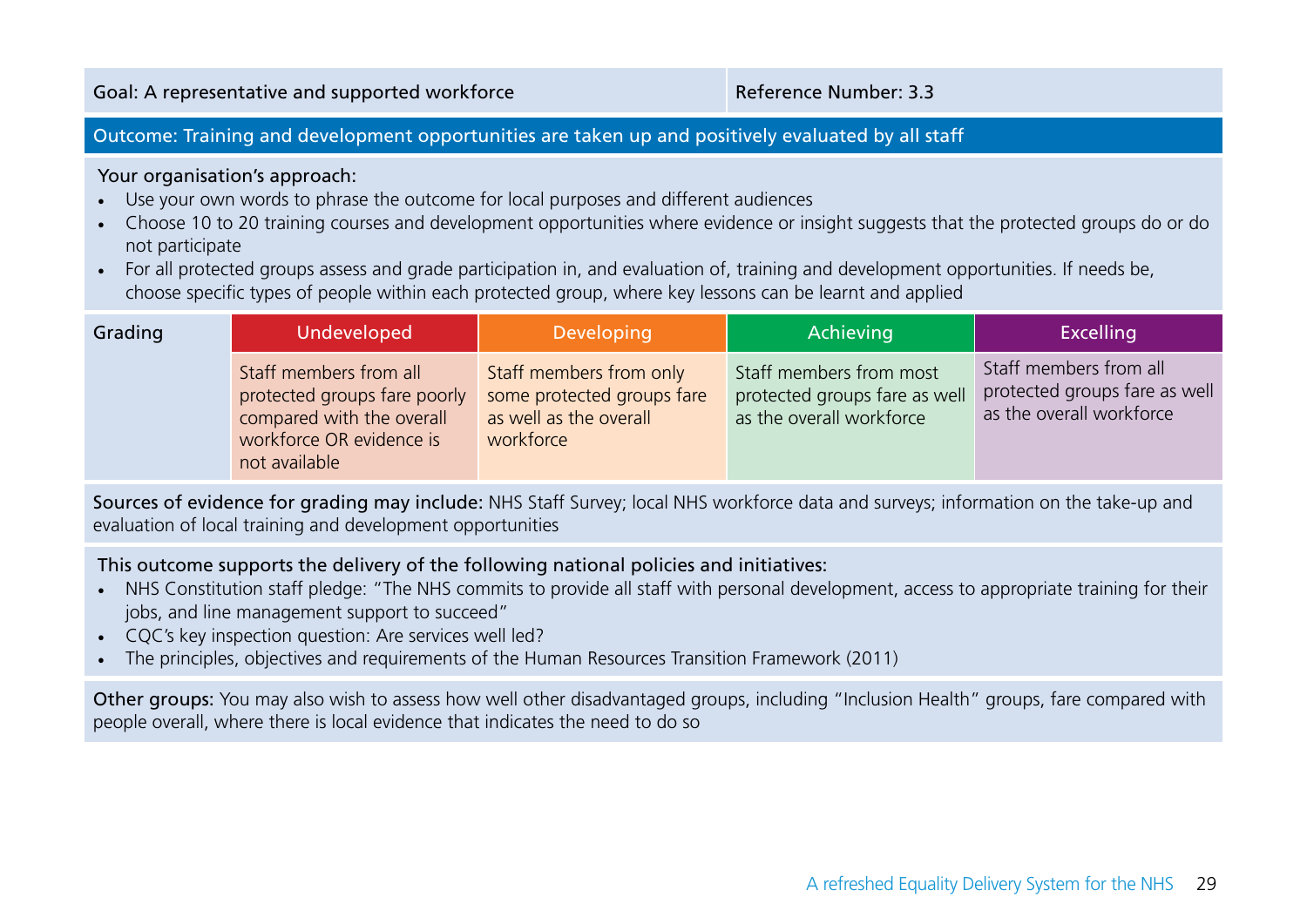| Goal: A representative and supported workforce | Reference Number: 3.3 |
|---|---|

**Outcome: Training and development opportunities are taken up and positively evaluated by all staff**

Your organisation's approach:

- Use your own words to phrase the outcome for local purposes and different audiences
- Choose 10 to 20 training courses and development opportunities where evidence or insight suggests that the protected groups do or do not participate
- For all protected groups assess and grade participation in, and evaluation of, training and development opportunities. If needs be, choose specific types of people within each protected group, where key lessons can be learnt and applied

| Grading | Undeveloped | Developing | Achieving | Excelling |
|---|---|---|---|---|
| | Staff members from all protected groups fare poorly compared with the overall workforce OR evidence is not available | Staff members from only some protected groups fare as well as the overall workforce | Staff members from most protected groups fare as well as the overall workforce | Staff members from all protected groups fare as well as the overall workforce |

**Sources of evidence for grading may include:** NHS Staff Survey; local NHS workforce data and surveys; information on the take-up and evaluation of local training and development opportunities

**This outcome supports the delivery of the following national policies and initiatives:**

- NHS Constitution staff pledge: "The NHS commits to provide all staff with personal development, access to appropriate training for their jobs, and line management support to succeed"
- CQC's key inspection question: Are services well led?
- The principles, objectives and requirements of the Human Resources Transition Framework (2011)

**Other groups:** You may also wish to assess how well other disadvantaged groups, including "Inclusion Health" groups, fare compared with people overall, where there is local evidence that indicates the need to do so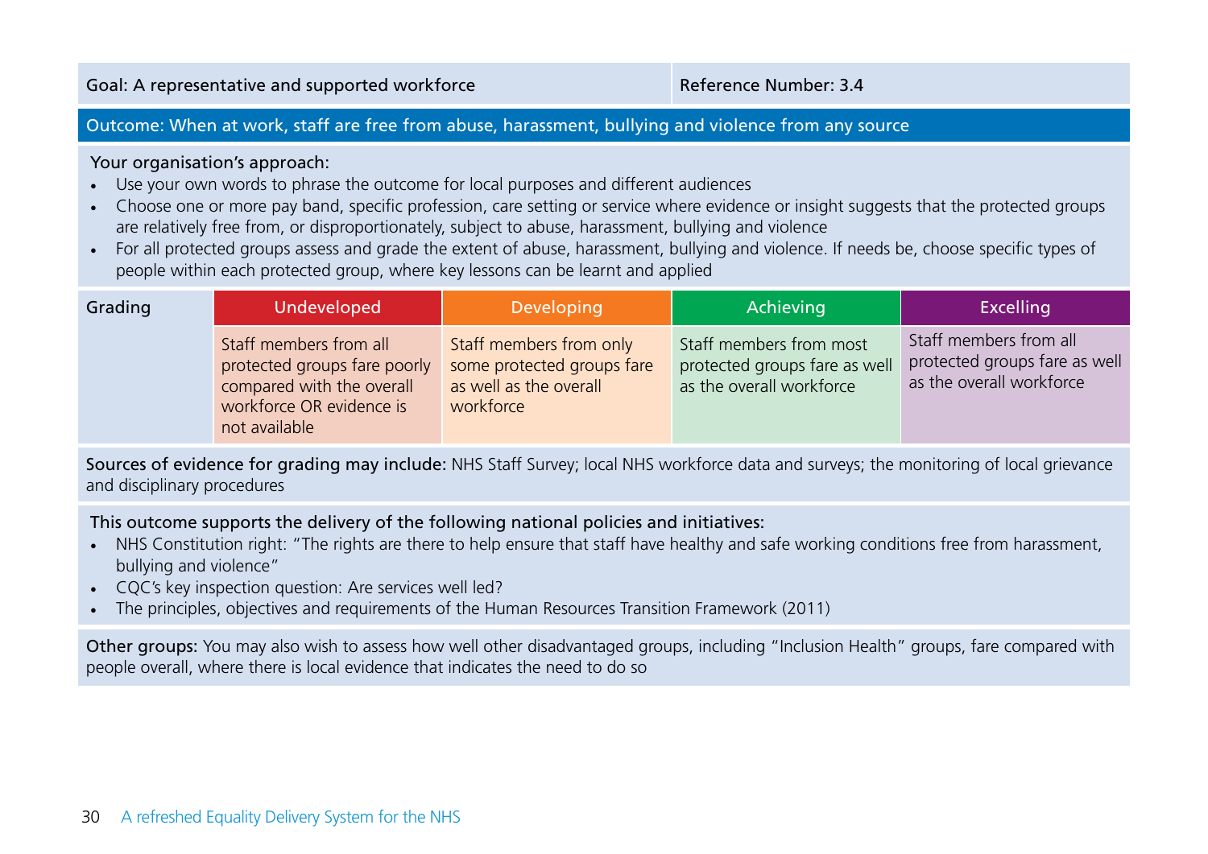| Goal: A representative and supported workforce | Reference Number: 3.4 |
|---|---|

**Outcome: When at work, staff are free from abuse, harassment, bullying and violence from any source**

Your organisation's approach:

- Use your own words to phrase the outcome for local purposes and different audiences
- Choose one or more pay band, specific profession, care setting or service where evidence or insight suggests that the protected groups are relatively free from, or disproportionately, subject to abuse, harassment, bullying and violence
- For all protected groups assess and grade the extent of abuse, harassment, bullying and violence. If needs be, choose specific types of people within each protected group, where key lessons can be learnt and applied

| Grading | Undeveloped | Developing | Achieving | Excelling |
|---|---|---|---|---|
| | Staff members from all protected groups fare poorly compared with the overall workforce OR evidence is not available | Staff members from only some protected groups fare as well as the overall workforce | Staff members from most protected groups fare as well as the overall workforce | Staff members from all protected groups fare as well as the overall workforce |

Sources of evidence for grading may include: NHS Staff Survey; local NHS workforce data and surveys; the monitoring of local grievance and disciplinary procedures

This outcome supports the delivery of the following national policies and initiatives:

- NHS Constitution right: "The rights are there to help ensure that staff have healthy and safe working conditions free from harassment, bullying and violence"
- CQC's key inspection question: Are services well led?
- The principles, objectives and requirements of the Human Resources Transition Framework (2011)

Other groups: You may also wish to assess how well other disadvantaged groups, including "Inclusion Health" groups, fare compared with people overall, where there is local evidence that indicates the need to do so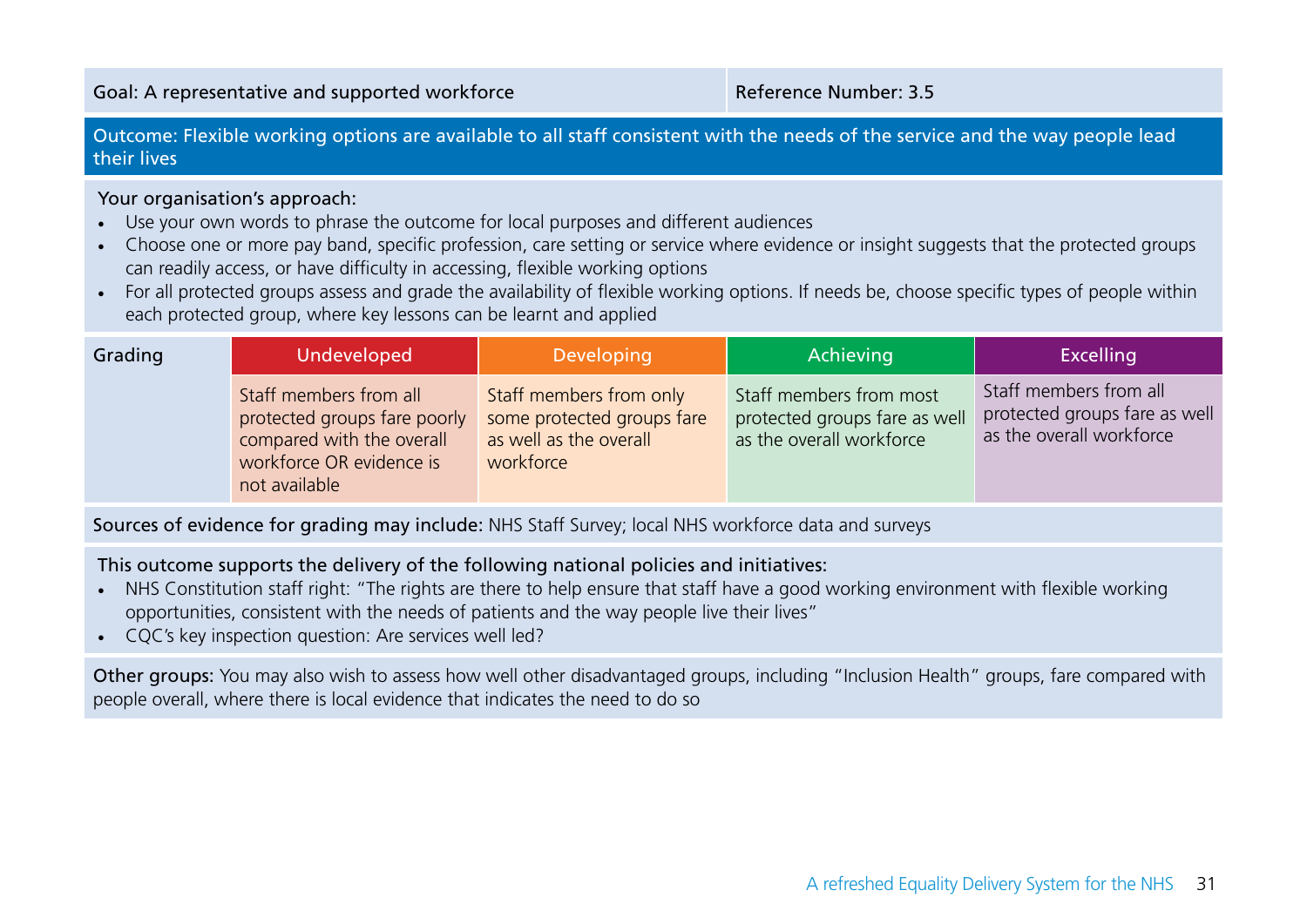| Goal: A representative and supported workforce | Reference Number: 3.5 |
|---|---|

**Outcome: Flexible working options are available to all staff consistent with the needs of the service and the way people lead their lives**

Your organisation's approach:

- Use your own words to phrase the outcome for local purposes and different audiences
- Choose one or more pay band, specific profession, care setting or service where evidence or insight suggests that the protected groups can readily access, or have difficulty in accessing, flexible working options
- For all protected groups assess and grade the availability of flexible working options. If needs be, choose specific types of people within each protected group, where key lessons can be learnt and applied

| Grading | Undeveloped | Developing | Achieving | Excelling |
|---|---|---|---|---|
| | Staff members from all protected groups fare poorly compared with the overall workforce OR evidence is not available | Staff members from only some protected groups fare as well as the overall workforce | Staff members from most protected groups fare as well as the overall workforce | Staff members from all protected groups fare as well as the overall workforce |

**Sources of evidence for grading may include:** NHS Staff Survey; local NHS workforce data and surveys

This outcome supports the delivery of the following national policies and initiatives:

- NHS Constitution staff right: "The rights are there to help ensure that staff have a good working environment with flexible working opportunities, consistent with the needs of patients and the way people live their lives"
- CQC's key inspection question: Are services well led?

**Other groups:** You may also wish to assess how well other disadvantaged groups, including "Inclusion Health" groups, fare compared with people overall, where there is local evidence that indicates the need to do so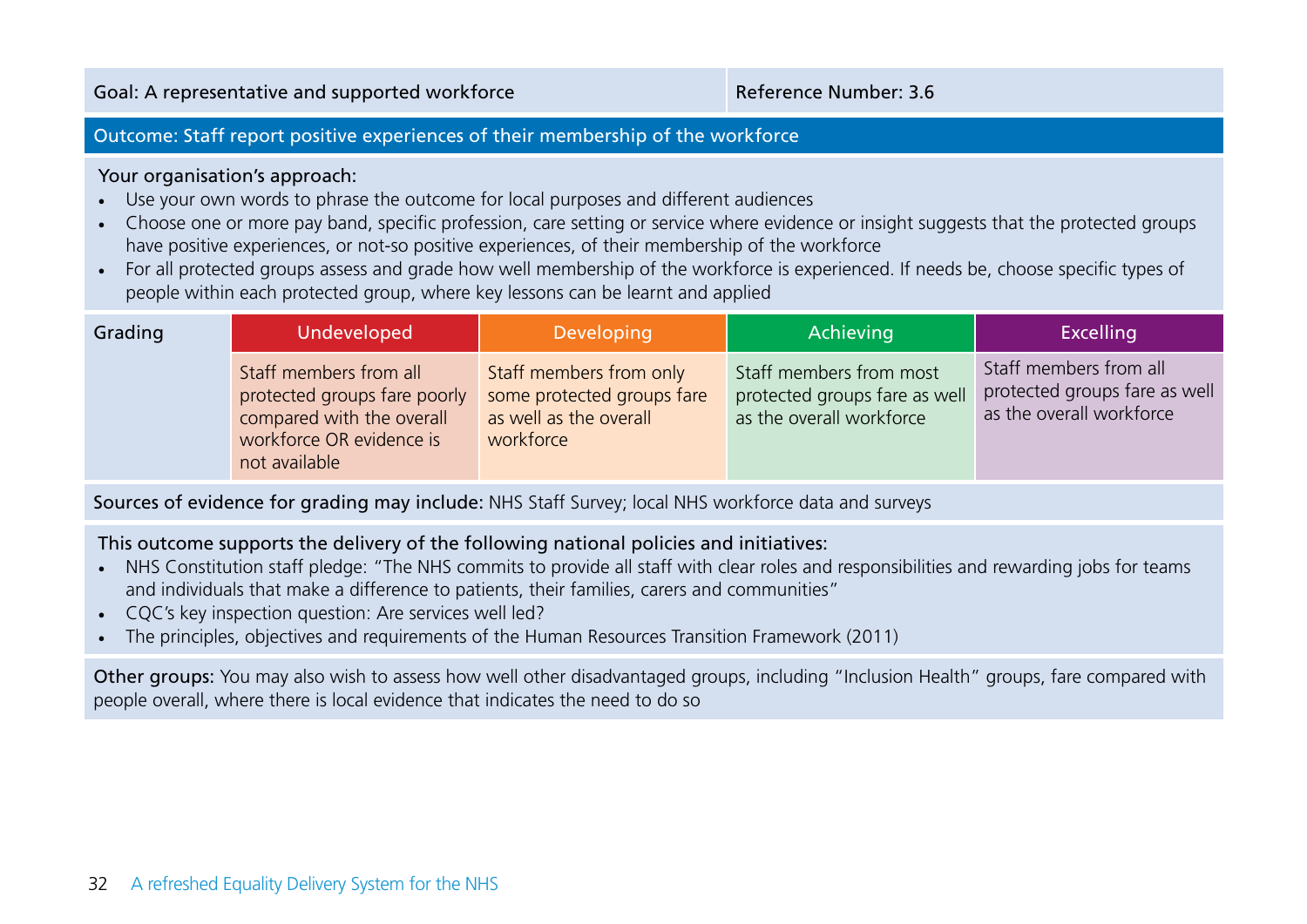| Goal: A representative and supported workforce | Reference Number: 3.6 |
|---|---|

**Outcome: Staff report positive experiences of their membership of the workforce**

Your organisation's approach:

- Use your own words to phrase the outcome for local purposes and different audiences
- Choose one or more pay band, specific profession, care setting or service where evidence or insight suggests that the protected groups have positive experiences, or not-so positive experiences, of their membership of the workforce
- For all protected groups assess and grade how well membership of the workforce is experienced. If needs be, choose specific types of people within each protected group, where key lessons can be learnt and applied

| Grading | Undeveloped | Developing | Achieving | Excelling |
|---|---|---|---|---|
| | Staff members from all protected groups fare poorly compared with the overall workforce OR evidence is not available | Staff members from only some protected groups fare as well as the overall workforce | Staff members from most protected groups fare as well as the overall workforce | Staff members from all protected groups fare as well as the overall workforce |

**Sources of evidence for grading may include:** NHS Staff Survey; local NHS workforce data and surveys

**This outcome supports the delivery of the following national policies and initiatives:**

- NHS Constitution staff pledge: "The NHS commits to provide all staff with clear roles and responsibilities and rewarding jobs for teams and individuals that make a difference to patients, their families, carers and communities"
- CQC's key inspection question: Are services well led?
- The principles, objectives and requirements of the Human Resources Transition Framework (2011)

**Other groups:** You may also wish to assess how well other disadvantaged groups, including "Inclusion Health" groups, fare compared with people overall, where there is local evidence that indicates the need to do so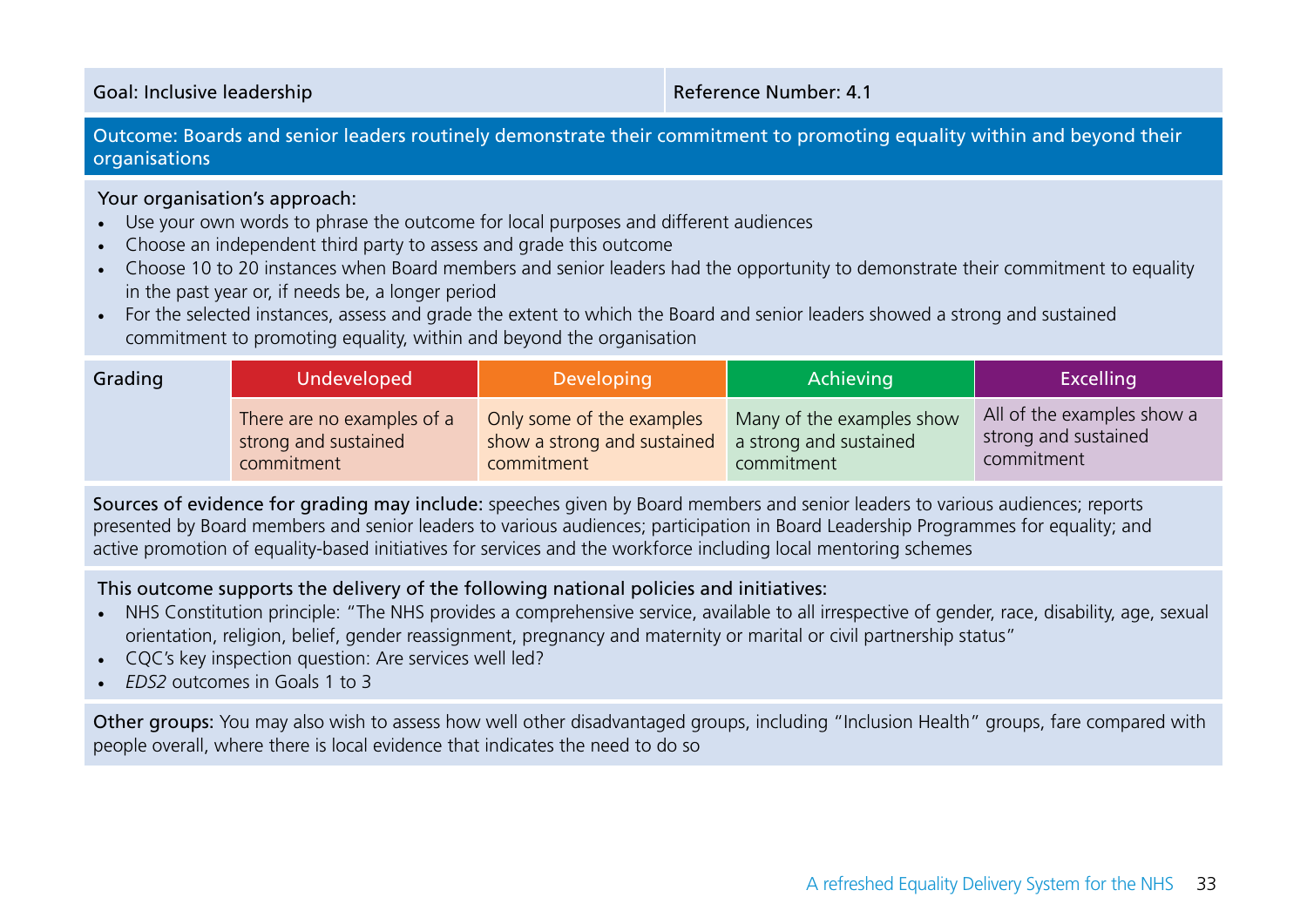| Goal: Inclusive leadership | Reference Number: 4.1 |
|---|---|

**Outcome: Boards and senior leaders routinely demonstrate their commitment to promoting equality within and beyond their organisations**

Your organisation's approach:

- Use your own words to phrase the outcome for local purposes and different audiences
- Choose an independent third party to assess and grade this outcome
- Choose 10 to 20 instances when Board members and senior leaders had the opportunity to demonstrate their commitment to equality in the past year or, if needs be, a longer period
- For the selected instances, assess and grade the extent to which the Board and senior leaders showed a strong and sustained commitment to promoting equality, within and beyond the organisation

| Grading | Undeveloped | Developing | Achieving | Excelling |
|---|---|---|---|---|
| | There are no examples of a strong and sustained commitment | Only some of the examples show a strong and sustained commitment | Many of the examples show a strong and sustained commitment | All of the examples show a strong and sustained commitment |

Sources of evidence for grading may include: speeches given by Board members and senior leaders to various audiences; reports presented by Board members and senior leaders to various audiences; participation in Board Leadership Programmes for equality; and active promotion of equality-based initiatives for services and the workforce including local mentoring schemes

This outcome supports the delivery of the following national policies and initiatives:

- NHS Constitution principle: "The NHS provides a comprehensive service, available to all irrespective of gender, race, disability, age, sexual orientation, religion, belief, gender reassignment, pregnancy and maternity or marital or civil partnership status"
- CQC's key inspection question: Are services well led?
- *EDS2* outcomes in Goals 1 to 3

Other groups: You may also wish to assess how well other disadvantaged groups, including "Inclusion Health" groups, fare compared with people overall, where there is local evidence that indicates the need to do so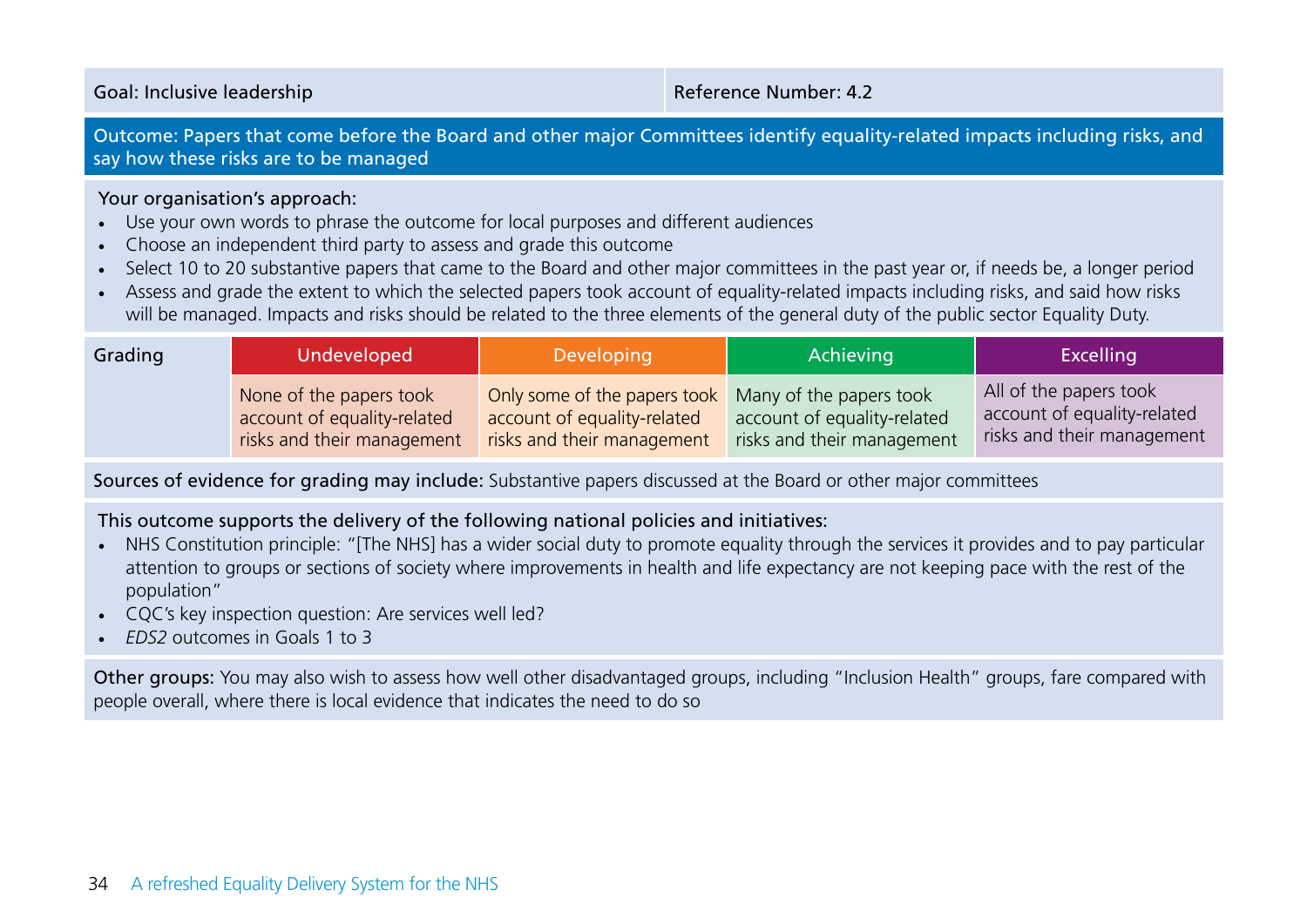| Goal: Inclusive leadership | Reference Number: 4.2 |
|---|---|

**Outcome: Papers that come before the Board and other major Committees identify equality-related impacts including risks, and say how these risks are to be managed**

Your organisation's approach:

- Use your own words to phrase the outcome for local purposes and different audiences
- Choose an independent third party to assess and grade this outcome
- Select 10 to 20 substantive papers that came to the Board and other major committees in the past year or, if needs be, a longer period
- Assess and grade the extent to which the selected papers took account of equality-related impacts including risks, and said how risks will be managed. Impacts and risks should be related to the three elements of the general duty of the public sector Equality Duty.

| Grading | Undeveloped | Developing | Achieving | Excelling |
|---|---|---|---|---|
| | None of the papers took account of equality-related risks and their management | Only some of the papers took account of equality-related risks and their management | Many of the papers took account of equality-related risks and their management | All of the papers took account of equality-related risks and their management |

Sources of evidence for grading may include: Substantive papers discussed at the Board or other major committees

This outcome supports the delivery of the following national policies and initiatives:

- NHS Constitution principle: "[The NHS] has a wider social duty to promote equality through the services it provides and to pay particular attention to groups or sections of society where improvements in health and life expectancy are not keeping pace with the rest of the population"
- CQC's key inspection question: Are services well led?
- *EDS2* outcomes in Goals 1 to 3

Other groups: You may also wish to assess how well other disadvantaged groups, including "Inclusion Health" groups, fare compared with people overall, where there is local evidence that indicates the need to do so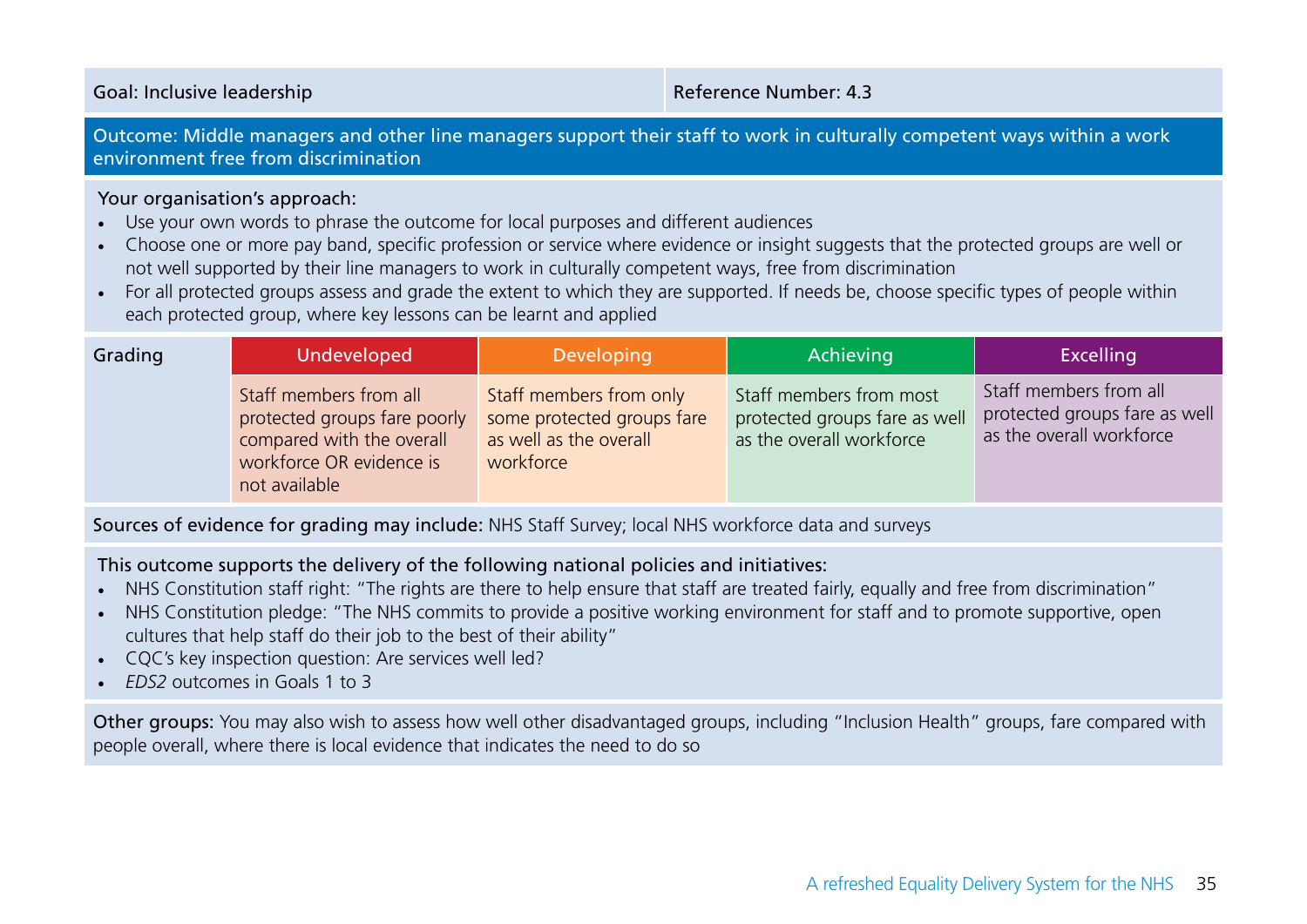| Goal: Inclusive leadership | Reference Number: 4.3 |
| --- | --- |

**Outcome: Middle managers and other line managers support their staff to work in culturally competent ways within a work environment free from discrimination**

Your organisation's approach:

- Use your own words to phrase the outcome for local purposes and different audiences
- Choose one or more pay band, specific profession or service where evidence or insight suggests that the protected groups are well or not well supported by their line managers to work in culturally competent ways, free from discrimination
- For all protected groups assess and grade the extent to which they are supported. If needs be, choose specific types of people within each protected group, where key lessons can be learnt and applied

| Grading | Undeveloped | Developing | Achieving | Excelling |
| --- | --- | --- | --- | --- |
| | Staff members from all protected groups fare poorly compared with the overall workforce OR evidence is not available | Staff members from only some protected groups fare as well as the overall workforce | Staff members from most protected groups fare as well as the overall workforce | Staff members from all protected groups fare as well as the overall workforce |

**Sources of evidence for grading may include:** NHS Staff Survey; local NHS workforce data and surveys

This outcome supports the delivery of the following national policies and initiatives:

- NHS Constitution staff right: "The rights are there to help ensure that staff are treated fairly, equally and free from discrimination"
- NHS Constitution pledge: "The NHS commits to provide a positive working environment for staff and to promote supportive, open cultures that help staff do their job to the best of their ability"
- CQC's key inspection question: Are services well led?
- *EDS2* outcomes in Goals 1 to 3

**Other groups:** You may also wish to assess how well other disadvantaged groups, including "Inclusion Health" groups, fare compared with people overall, where there is local evidence that indicates the need to do so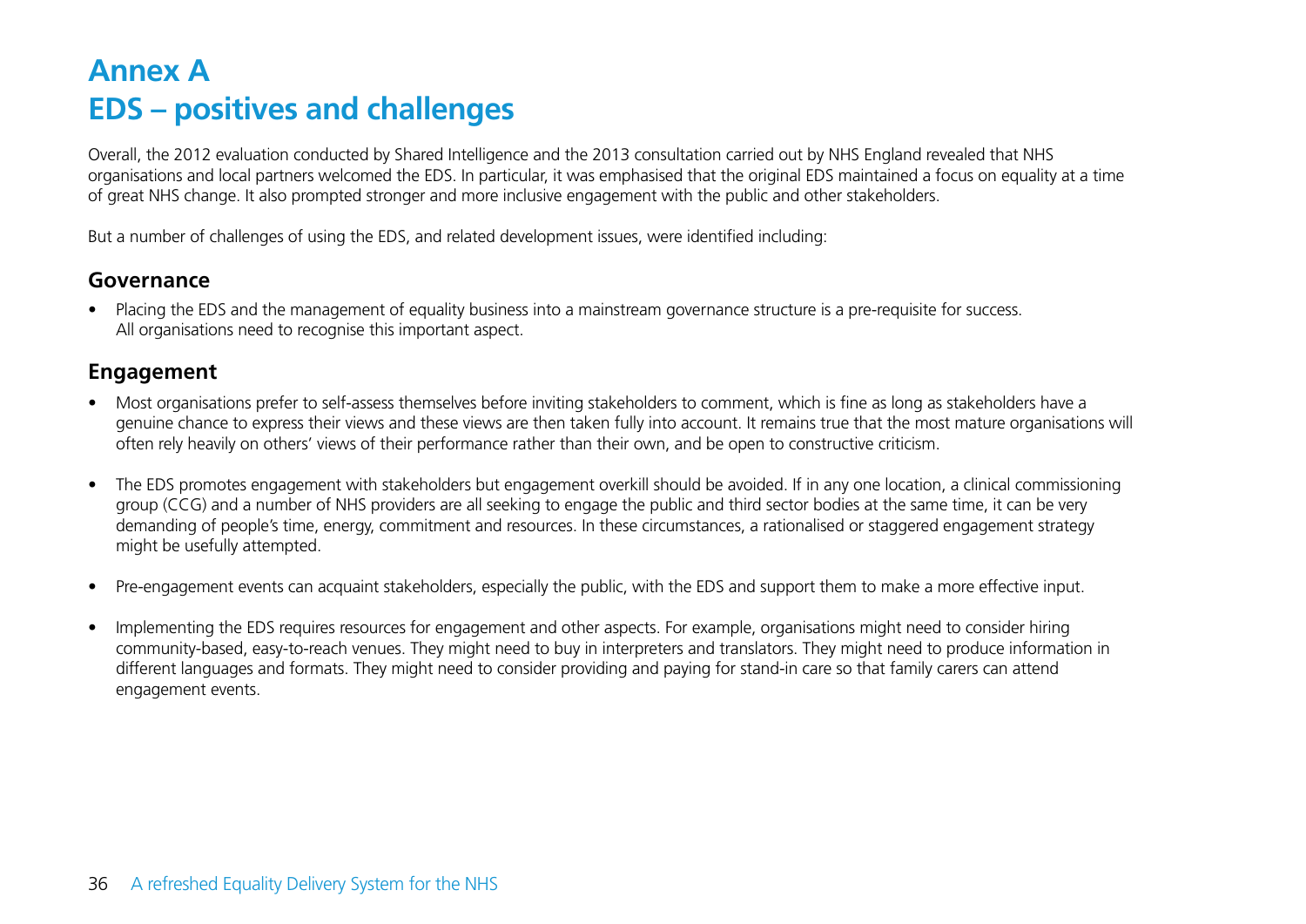# Annex A
# EDS – positives and challenges

Overall, the 2012 evaluation conducted by Shared Intelligence and the 2013 consultation carried out by NHS England revealed that NHS organisations and local partners welcomed the EDS. In particular, it was emphasised that the original EDS maintained a focus on equality at a time of great NHS change. It also prompted stronger and more inclusive engagement with the public and other stakeholders.

But a number of challenges of using the EDS, and related development issues, were identified including:

## Governance

- Placing the EDS and the management of equality business into a mainstream governance structure is a pre-requisite for success. All organisations need to recognise this important aspect.

## Engagement

- Most organisations prefer to self-assess themselves before inviting stakeholders to comment, which is fine as long as stakeholders have a genuine chance to express their views and these views are then taken fully into account. It remains true that the most mature organisations will often rely heavily on others' views of their performance rather than their own, and be open to constructive criticism.

- The EDS promotes engagement with stakeholders but engagement overkill should be avoided. If in any one location, a clinical commissioning group (CCG) and a number of NHS providers are all seeking to engage the public and third sector bodies at the same time, it can be very demanding of people's time, energy, commitment and resources. In these circumstances, a rationalised or staggered engagement strategy might be usefully attempted.

- Pre-engagement events can acquaint stakeholders, especially the public, with the EDS and support them to make a more effective input.

- Implementing the EDS requires resources for engagement and other aspects. For example, organisations might need to consider hiring community-based, easy-to-reach venues. They might need to buy in interpreters and translators. They might need to produce information in different languages and formats. They might need to consider providing and paying for stand-in care so that family carers can attend engagement events.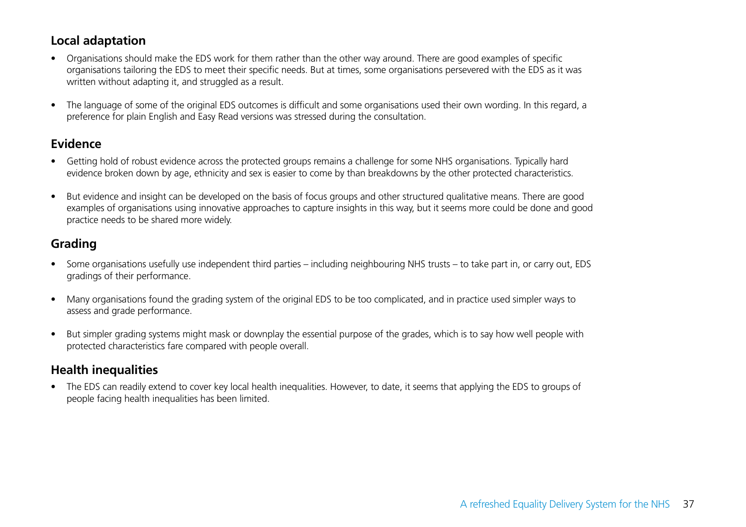## Local adaptation

- Organisations should make the EDS work for them rather than the other way around. There are good examples of specific organisations tailoring the EDS to meet their specific needs. But at times, some organisations persevered with the EDS as it was written without adapting it, and struggled as a result.

- The language of some of the original EDS outcomes is difficult and some organisations used their own wording. In this regard, a preference for plain English and Easy Read versions was stressed during the consultation.

## Evidence

- Getting hold of robust evidence across the protected groups remains a challenge for some NHS organisations. Typically hard evidence broken down by age, ethnicity and sex is easier to come by than breakdowns by the other protected characteristics.

- But evidence and insight can be developed on the basis of focus groups and other structured qualitative means. There are good examples of organisations using innovative approaches to capture insights in this way, but it seems more could be done and good practice needs to be shared more widely.

## Grading

- Some organisations usefully use independent third parties – including neighbouring NHS trusts – to take part in, or carry out, EDS gradings of their performance.

- Many organisations found the grading system of the original EDS to be too complicated, and in practice used simpler ways to assess and grade performance.

- But simpler grading systems might mask or downplay the essential purpose of the grades, which is to say how well people with protected characteristics fare compared with people overall.

## Health inequalities

- The EDS can readily extend to cover key local health inequalities. However, to date, it seems that applying the EDS to groups of people facing health inequalities has been limited.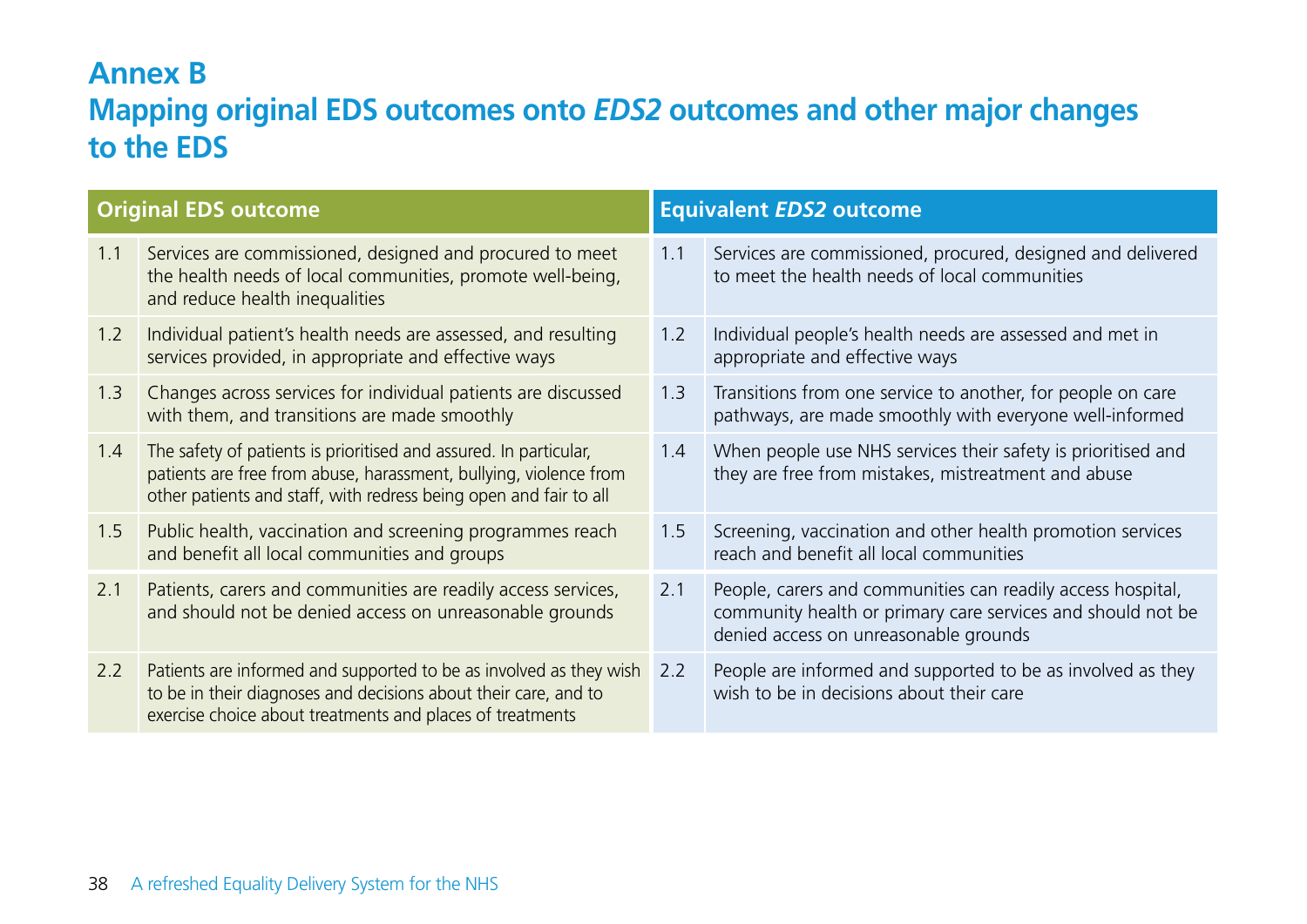# Annex B
# Mapping original EDS outcomes onto *EDS2* outcomes and other major changes to the EDS

| Original EDS outcome | | Equivalent *EDS2* outcome | |
|---|---|---|---|
| 1.1 | Services are commissioned, designed and procured to meet the health needs of local communities, promote well-being, and reduce health inequalities | 1.1 | Services are commissioned, procured, designed and delivered to meet the health needs of local communities |
| 1.2 | Individual patient's health needs are assessed, and resulting services provided, in appropriate and effective ways | 1.2 | Individual people's health needs are assessed and met in appropriate and effective ways |
| 1.3 | Changes across services for individual patients are discussed with them, and transitions are made smoothly | 1.3 | Transitions from one service to another, for people on care pathways, are made smoothly with everyone well-informed |
| 1.4 | The safety of patients is prioritised and assured. In particular, patients are free from abuse, harassment, bullying, violence from other patients and staff, with redress being open and fair to all | 1.4 | When people use NHS services their safety is prioritised and they are free from mistakes, mistreatment and abuse |
| 1.5 | Public health, vaccination and screening programmes reach and benefit all local communities and groups | 1.5 | Screening, vaccination and other health promotion services reach and benefit all local communities |
| 2.1 | Patients, carers and communities are readily access services, and should not be denied access on unreasonable grounds | 2.1 | People, carers and communities can readily access hospital, community health or primary care services and should not be denied access on unreasonable grounds |
| 2.2 | Patients are informed and supported to be as involved as they wish to be in their diagnoses and decisions about their care, and to exercise choice about treatments and places of treatments | 2.2 | People are informed and supported to be as involved as they wish to be in decisions about their care |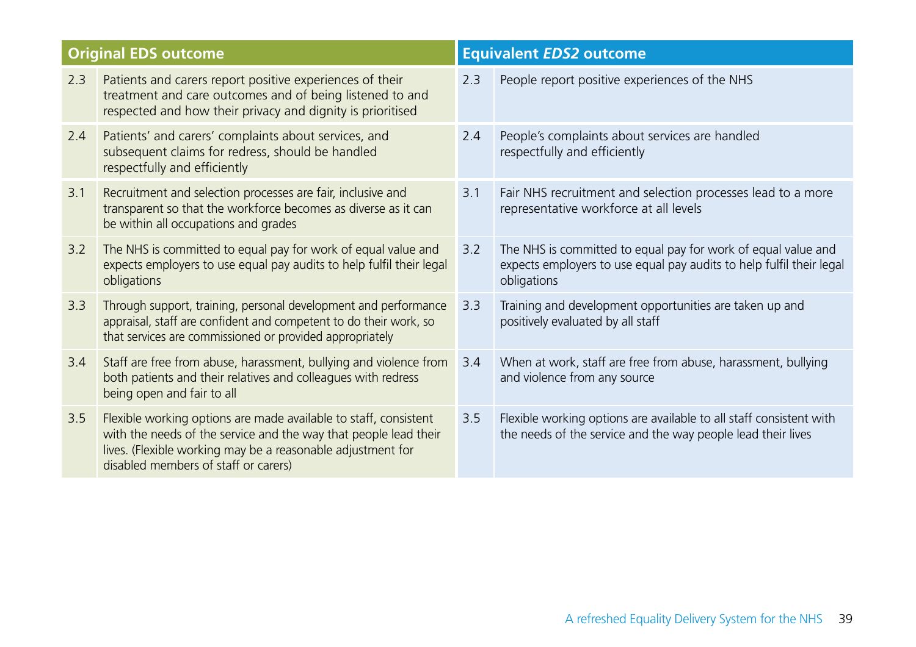| Original EDS outcome | | Equivalent *EDS2* outcome | |
|---|---|---|---|
| 2.3 | Patients and carers report positive experiences of their treatment and care outcomes and of being listened to and respected and how their privacy and dignity is prioritised | 2.3 | People report positive experiences of the NHS |
| 2.4 | Patients' and carers' complaints about services, and subsequent claims for redress, should be handled respectfully and efficiently | 2.4 | People's complaints about services are handled respectfully and efficiently |
| 3.1 | Recruitment and selection processes are fair, inclusive and transparent so that the workforce becomes as diverse as it can be within all occupations and grades | 3.1 | Fair NHS recruitment and selection processes lead to a more representative workforce at all levels |
| 3.2 | The NHS is committed to equal pay for work of equal value and expects employers to use equal pay audits to help fulfil their legal obligations | 3.2 | The NHS is committed to equal pay for work of equal value and expects employers to use equal pay audits to help fulfil their legal obligations |
| 3.3 | Through support, training, personal development and performance appraisal, staff are confident and competent to do their work, so that services are commissioned or provided appropriately | 3.3 | Training and development opportunities are taken up and positively evaluated by all staff |
| 3.4 | Staff are free from abuse, harassment, bullying and violence from both patients and their relatives and colleagues with redress being open and fair to all | 3.4 | When at work, staff are free from abuse, harassment, bullying and violence from any source |
| 3.5 | Flexible working options are made available to staff, consistent with the needs of the service and the way that people lead their lives. (Flexible working may be a reasonable adjustment for disabled members of staff or carers) | 3.5 | Flexible working options are available to all staff consistent with the needs of the service and the way people lead their lives |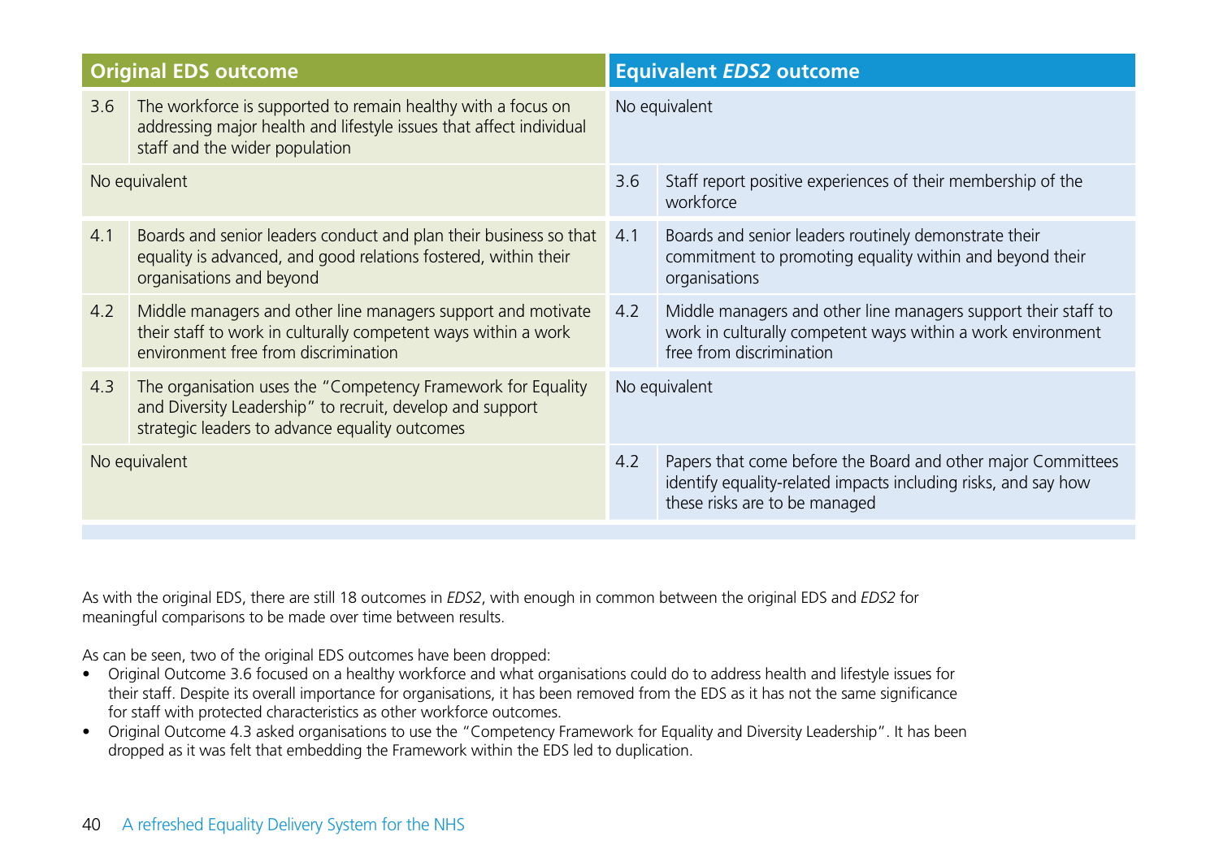| Original EDS outcome | | Equivalent *EDS2* outcome | |
|---|---|---|---|
| 3.6 | The workforce is supported to remain healthy with a focus on addressing major health and lifestyle issues that affect individual staff and the wider population | No equivalent | |
| No equivalent | | 3.6 | Staff report positive experiences of their membership of the workforce |
| 4.1 | Boards and senior leaders conduct and plan their business so that equality is advanced, and good relations fostered, within their organisations and beyond | 4.1 | Boards and senior leaders routinely demonstrate their commitment to promoting equality within and beyond their organisations |
| 4.2 | Middle managers and other line managers support and motivate their staff to work in culturally competent ways within a work environment free from discrimination | 4.2 | Middle managers and other line managers support their staff to work in culturally competent ways within a work environment free from discrimination |
| 4.3 | The organisation uses the "Competency Framework for Equality and Diversity Leadership" to recruit, develop and support strategic leaders to advance equality outcomes | No equivalent | |
| No equivalent | | 4.2 | Papers that come before the Board and other major Committees identify equality-related impacts including risks, and say how these risks are to be managed |

As with the original EDS, there are still 18 outcomes in *EDS2*, with enough in common between the original EDS and *EDS2* for meaningful comparisons to be made over time between results.

As can be seen, two of the original EDS outcomes have been dropped:

- Original Outcome 3.6 focused on a healthy workforce and what organisations could do to address health and lifestyle issues for their staff. Despite its overall importance for organisations, it has been removed from the EDS as it has not the same significance for staff with protected characteristics as other workforce outcomes.
- Original Outcome 4.3 asked organisations to use the "Competency Framework for Equality and Diversity Leadership". It has been dropped as it was felt that embedding the Framework within the EDS led to duplication.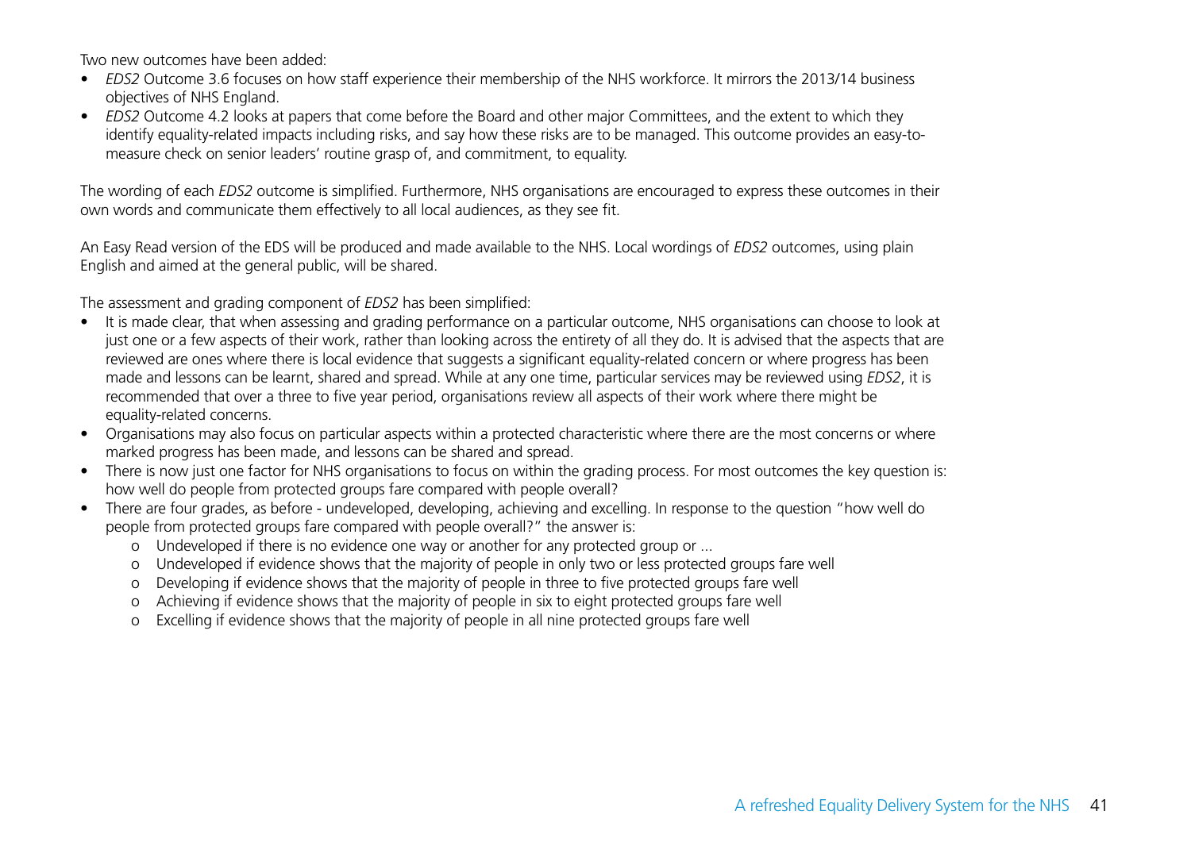Two new outcomes have been added:

- *EDS2* Outcome 3.6 focuses on how staff experience their membership of the NHS workforce. It mirrors the 2013/14 business objectives of NHS England.
- *EDS2* Outcome 4.2 looks at papers that come before the Board and other major Committees, and the extent to which they identify equality-related impacts including risks, and say how these risks are to be managed. This outcome provides an easy-to-measure check on senior leaders' routine grasp of, and commitment, to equality.

The wording of each *EDS2* outcome is simplified. Furthermore, NHS organisations are encouraged to express these outcomes in their own words and communicate them effectively to all local audiences, as they see fit.

An Easy Read version of the EDS will be produced and made available to the NHS. Local wordings of *EDS2* outcomes, using plain English and aimed at the general public, will be shared.

The assessment and grading component of *EDS2* has been simplified:

- It is made clear, that when assessing and grading performance on a particular outcome, NHS organisations can choose to look at just one or a few aspects of their work, rather than looking across the entirety of all they do. It is advised that the aspects that are reviewed are ones where there is local evidence that suggests a significant equality-related concern or where progress has been made and lessons can be learnt, shared and spread. While at any one time, particular services may be reviewed using *EDS2*, it is recommended that over a three to five year period, organisations review all aspects of their work where there might be equality-related concerns.
- Organisations may also focus on particular aspects within a protected characteristic where there are the most concerns or where marked progress has been made, and lessons can be shared and spread.
- There is now just one factor for NHS organisations to focus on within the grading process. For most outcomes the key question is: how well do people from protected groups fare compared with people overall?
- There are four grades, as before - undeveloped, developing, achieving and excelling. In response to the question "how well do people from protected groups fare compared with people overall?" the answer is:
  - Undeveloped if there is no evidence one way or another for any protected group or ...
  - Undeveloped if evidence shows that the majority of people in only two or less protected groups fare well
  - Developing if evidence shows that the majority of people in three to five protected groups fare well
  - Achieving if evidence shows that the majority of people in six to eight protected groups fare well
  - Excelling if evidence shows that the majority of people in all nine protected groups fare well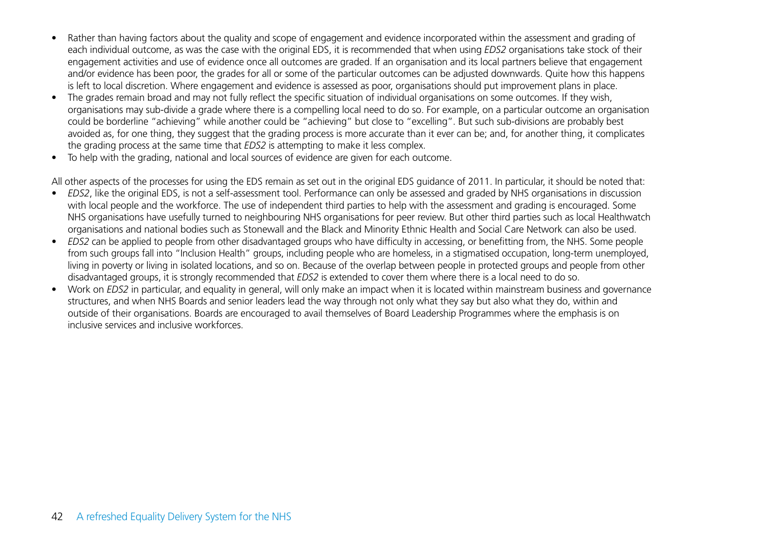- Rather than having factors about the quality and scope of engagement and evidence incorporated within the assessment and grading of each individual outcome, as was the case with the original EDS, it is recommended that when using *EDS2* organisations take stock of their engagement activities and use of evidence once all outcomes are graded. If an organisation and its local partners believe that engagement and/or evidence has been poor, the grades for all or some of the particular outcomes can be adjusted downwards. Quite how this happens is left to local discretion. Where engagement and evidence is assessed as poor, organisations should put improvement plans in place.
- The grades remain broad and may not fully reflect the specific situation of individual organisations on some outcomes. If they wish, organisations may sub-divide a grade where there is a compelling local need to do so. For example, on a particular outcome an organisation could be borderline "achieving" while another could be "achieving" but close to "excelling". But such sub-divisions are probably best avoided as, for one thing, they suggest that the grading process is more accurate than it ever can be; and, for another thing, it complicates the grading process at the same time that *EDS2* is attempting to make it less complex.
- To help with the grading, national and local sources of evidence are given for each outcome.

All other aspects of the processes for using the EDS remain as set out in the original EDS guidance of 2011. In particular, it should be noted that:

- *EDS2*, like the original EDS, is not a self-assessment tool. Performance can only be assessed and graded by NHS organisations in discussion with local people and the workforce. The use of independent third parties to help with the assessment and grading is encouraged. Some NHS organisations have usefully turned to neighbouring NHS organisations for peer review. But other third parties such as local Healthwatch organisations and national bodies such as Stonewall and the Black and Minority Ethnic Health and Social Care Network can also be used.
- *EDS2* can be applied to people from other disadvantaged groups who have difficulty in accessing, or benefitting from, the NHS. Some people from such groups fall into "Inclusion Health" groups, including people who are homeless, in a stigmatised occupation, long-term unemployed, living in poverty or living in isolated locations, and so on. Because of the overlap between people in protected groups and people from other disadvantaged groups, it is strongly recommended that *EDS2* is extended to cover them where there is a local need to do so.
- Work on *EDS2* in particular, and equality in general, will only make an impact when it is located within mainstream business and governance structures, and when NHS Boards and senior leaders lead the way through not only what they say but also what they do, within and outside of their organisations. Boards are encouraged to avail themselves of Board Leadership Programmes where the emphasis is on inclusive services and inclusive workforces.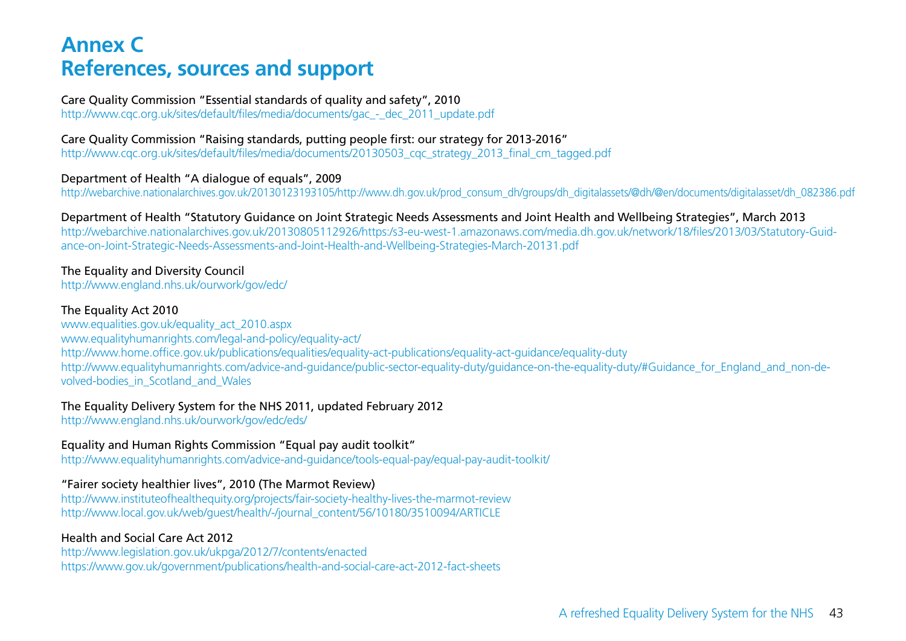# Annex C
# References, sources and support

Care Quality Commission "Essential standards of quality and safety", 2010
http://www.cqc.org.uk/sites/default/files/media/documents/gac_-_dec_2011_update.pdf

Care Quality Commission "Raising standards, putting people first: our strategy for 2013-2016"
http://www.cqc.org.uk/sites/default/files/media/documents/20130503_cqc_strategy_2013_final_cm_tagged.pdf

Department of Health "A dialogue of equals", 2009
http://webarchive.nationalarchives.gov.uk/20130123193105/http://www.dh.gov.uk/prod_consum_dh/groups/dh_digitalassets/@dh/@en/documents/digitalasset/dh_082386.pdf

Department of Health "Statutory Guidance on Joint Strategic Needs Assessments and Joint Health and Wellbeing Strategies", March 2013
http://webarchive.nationalarchives.gov.uk/20130805112926/https:/s3-eu-west-1.amazonaws.com/media.dh.gov.uk/network/18/files/2013/03/Statutory-Guidance-on-Joint-Strategic-Needs-Assessments-and-Joint-Health-and-Wellbeing-Strategies-March-20131.pdf

The Equality and Diversity Council
http://www.england.nhs.uk/ourwork/gov/edc/

The Equality Act 2010
www.equalities.gov.uk/equality_act_2010.aspx
www.equalityhumanrights.com/legal-and-policy/equality-act/
http://www.home.office.gov.uk/publications/equalities/equality-act-publications/equality-act-guidance/equality-duty
http://www.equalityhumanrights.com/advice-and-guidance/public-sector-equality-duty/guidance-on-the-equality-duty/#Guidance_for_England_and_non-devolved-bodies_in_Scotland_and_Wales

The Equality Delivery System for the NHS 2011, updated February 2012
http://www.england.nhs.uk/ourwork/gov/edc/eds/

Equality and Human Rights Commission "Equal pay audit toolkit"
http://www.equalityhumanrights.com/advice-and-guidance/tools-equal-pay/equal-pay-audit-toolkit/

"Fairer society healthier lives", 2010 (The Marmot Review)
http://www.instituteofhealthequity.org/projects/fair-society-healthy-lives-the-marmot-review
http://www.local.gov.uk/web/guest/health/-/journal_content/56/10180/3510094/ARTICLE

Health and Social Care Act 2012
http://www.legislation.gov.uk/ukpga/2012/7/contents/enacted
https://www.gov.uk/government/publications/health-and-social-care-act-2012-fact-sheets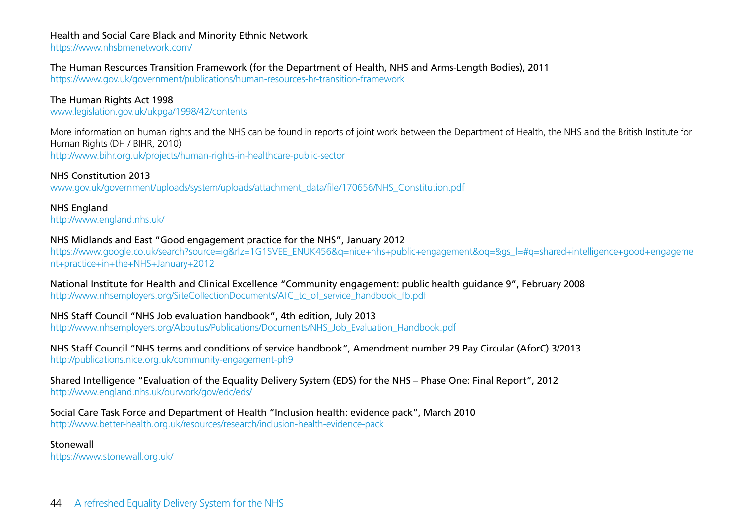Health and Social Care Black and Minority Ethnic Network
https://www.nhsbmenetwork.com/

The Human Resources Transition Framework (for the Department of Health, NHS and Arms-Length Bodies), 2011
https://www.gov.uk/government/publications/human-resources-hr-transition-framework

The Human Rights Act 1998
www.legislation.gov.uk/ukpga/1998/42/contents

More information on human rights and the NHS can be found in reports of joint work between the Department of Health, the NHS and the British Institute for Human Rights (DH / BIHR, 2010)
http://www.bihr.org.uk/projects/human-rights-in-healthcare-public-sector

NHS Constitution 2013
www.gov.uk/government/uploads/system/uploads/attachment_data/file/170656/NHS_Constitution.pdf

NHS England
http://www.england.nhs.uk/

NHS Midlands and East "Good engagement practice for the NHS", January 2012
https://www.google.co.uk/search?source=ig&rlz=1G1SVEE_ENUK456&q=nice+nhs+public+engagement&oq=&gs_l=#q=shared+intelligence+good+engagement+practice+in+the+NHS+January+2012

National Institute for Health and Clinical Excellence "Community engagement: public health guidance 9", February 2008
http://www.nhsemployers.org/SiteCollectionDocuments/AfC_tc_of_service_handbook_fb.pdf

NHS Staff Council "NHS Job evaluation handbook", 4th edition, July 2013
http://www.nhsemployers.org/Aboutus/Publications/Documents/NHS_Job_Evaluation_Handbook.pdf

NHS Staff Council "NHS terms and conditions of service handbook", Amendment number 29 Pay Circular (AforC) 3/2013
http://publications.nice.org.uk/community-engagement-ph9

Shared Intelligence "Evaluation of the Equality Delivery System (EDS) for the NHS – Phase One: Final Report", 2012
http://www.england.nhs.uk/ourwork/gov/edc/eds/

Social Care Task Force and Department of Health "Inclusion health: evidence pack", March 2010
http://www.better-health.org.uk/resources/research/inclusion-health-evidence-pack

Stonewall
https://www.stonewall.org.uk/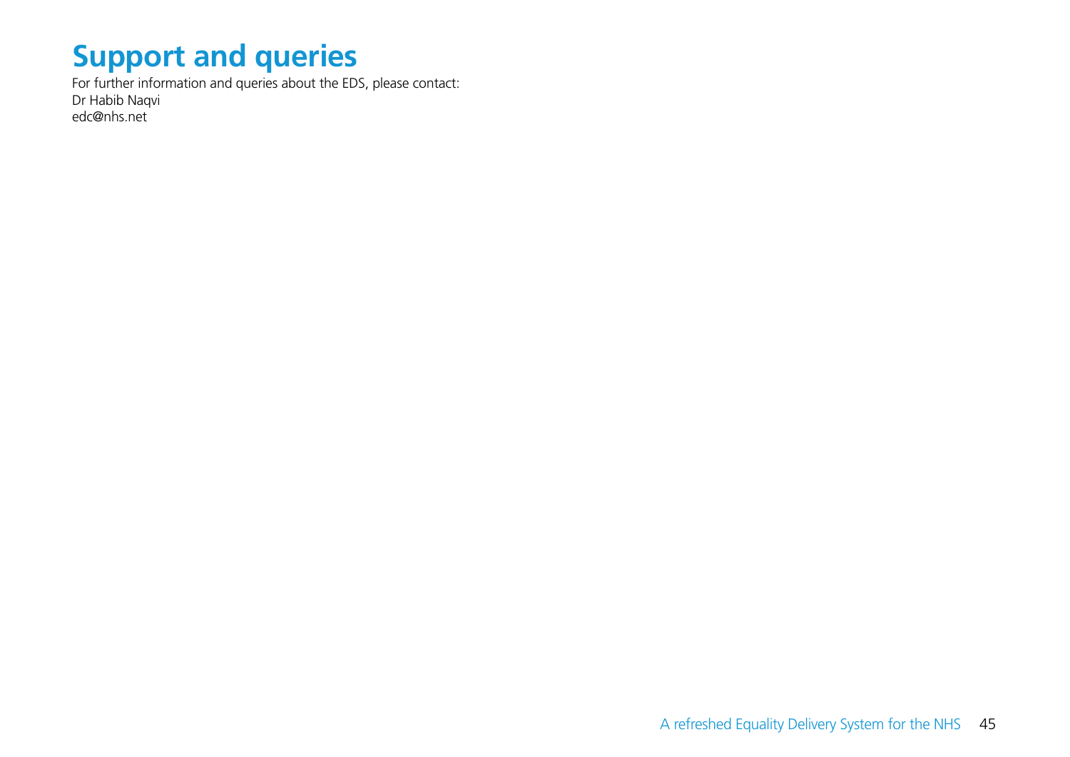# Support and queries

For further information and queries about the EDS, please contact:
Dr Habib Naqvi
edc@nhs.net